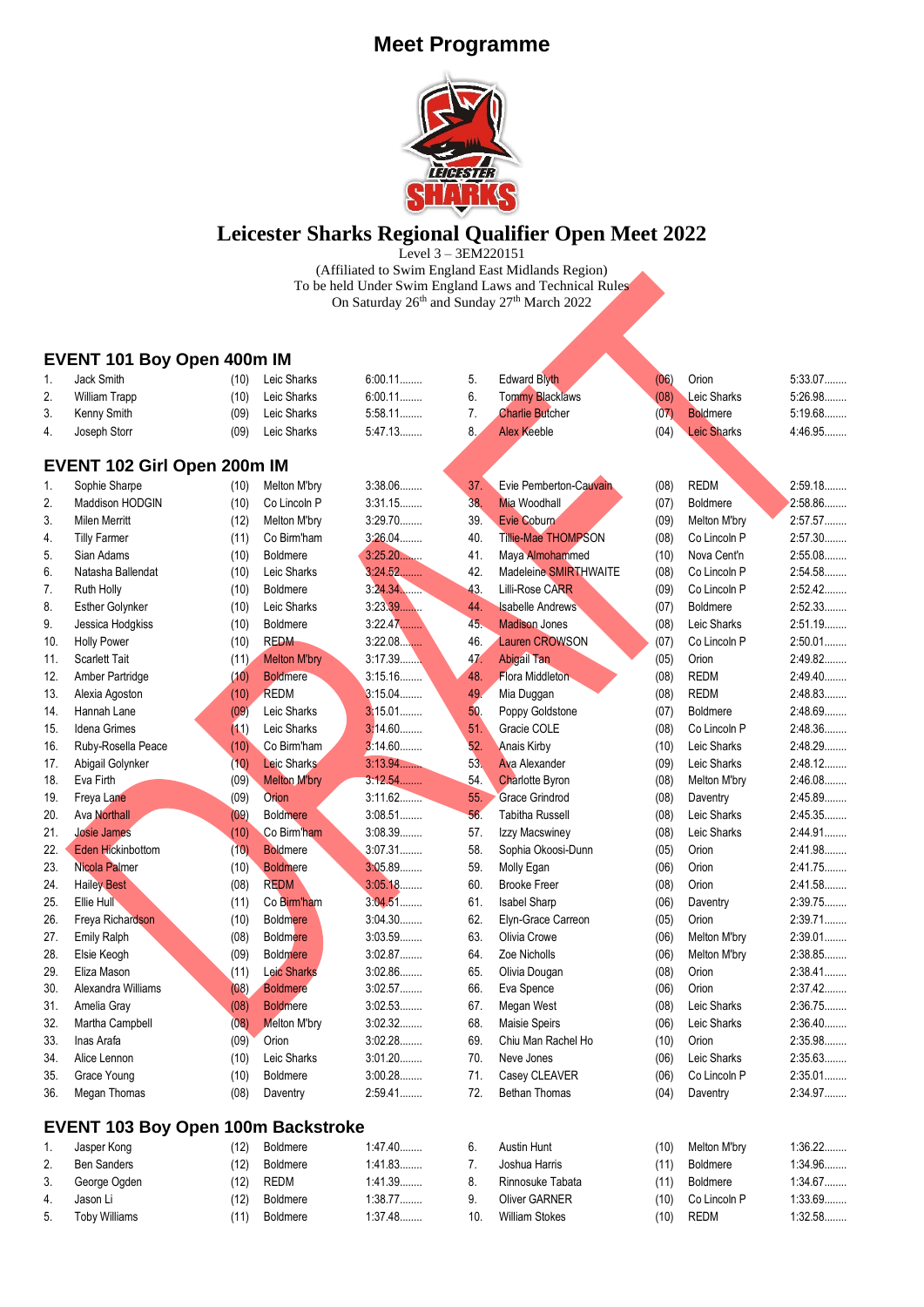# Meet Programme

## Leicester Sharks Regional Qualifier Open Meet 2022

Level 3 – 3EM220151
(Affiliated to Swim England East Midlands Region)
To be held Under Swim England Laws and Technical Rules
On Saturday 26th and Sunday 27th March 2022

### EVENT 101 Boy Open 400m IM

| # | Name | Age | Club | Time |
|---|---|---|---|---|
| 1. | Jack Smith | (10) | Leic Sharks | 6:00.11........ |
| 2. | William Trapp | (10) | Leic Sharks | 6:00.11........ |
| 3. | Kenny Smith | (09) | Leic Sharks | 5:58.11........ |
| 4. | Joseph Storr | (09) | Leic Sharks | 5:47.13........ |
| 5. | Edward Blyth | (06) | Orion | 5:33.07........ |
| 6. | Tommy Blacklaws | (08) | Leic Sharks | 5:26.98........ |
| 7. | Charlie Butcher | (07) | Boldmere | 5:19.68........ |
| 8. | Alex Keeble | (04) | Leic Sharks | 4:46.95........ |

### EVENT 102 Girl Open 200m IM

| # | Name | Age | Club | Time |
|---|---|---|---|---|
| 1. | Sophie Sharpe | (10) | Melton M'bry | 3:38.06........ |
| 2. | Maddison HODGIN | (10) | Co Lincoln P | 3:31.15........ |
| 3. | Milen Merritt | (12) | Melton M'bry | 3:29.70........ |
| 4. | Tilly Farmer | (11) | Co Birm'ham | 3:26.04........ |
| 5. | Sian Adams | (10) | Boldmere | 3:25.20........ |
| 6. | Natasha Ballendat | (10) | Leic Sharks | 3:24.52........ |
| 7. | Ruth Holly | (10) | Boldmere | 3:24.34........ |
| 8. | Esther Golynker | (10) | Leic Sharks | 3:23.39........ |
| 9. | Jessica Hodgkiss | (10) | Boldmere | 3:22.47........ |
| 10. | Holly Power | (10) | REDM | 3:22.08........ |
| 11. | Scarlett Tait | (11) | Melton M'bry | 3:17.39........ |
| 12. | Amber Partridge | (10) | Boldmere | 3:15.16........ |
| 13. | Alexia Agoston | (10) | REDM | 3:15.04........ |
| 14. | Hannah Lane | (09) | Leic Sharks | 3:15.01........ |
| 15. | Idena Grimes | (11) | Leic Sharks | 3:14.60........ |
| 16. | Ruby-Rosella Peace | (10) | Co Birm'ham | 3:14.60........ |
| 17. | Abigail Golynker | (10) | Leic Sharks | 3:13.94........ |
| 18. | Eva Firth | (09) | Melton M'bry | 3:12.54........ |
| 19. | Freya Lane | (09) | Orion | 3:11.62........ |
| 20. | Ava Northall | (09) | Boldmere | 3:08.51........ |
| 21. | Josie James | (10) | Co Birm'ham | 3:08.39........ |
| 22. | Eden Hickinbottom | (10) | Boldmere | 3:07.31........ |
| 23. | Nicola Palmer | (10) | Boldmere | 3:05.89........ |
| 24. | Hailey Best | (08) | REDM | 3:05.18........ |
| 25. | Ellie Hull | (11) | Co Birm'ham | 3:04.51........ |
| 26. | Freya Richardson | (10) | Boldmere | 3:04.30........ |
| 27. | Emily Ralph | (08) | Boldmere | 3:03.59........ |
| 28. | Elsie Keogh | (09) | Boldmere | 3:02.87........ |
| 29. | Eliza Mason | (11) | Leic Sharks | 3:02.86........ |
| 30. | Alexandra Williams | (08) | Boldmere | 3:02.57........ |
| 31. | Amelia Gray | (08) | Boldmere | 3:02.53........ |
| 32. | Martha Campbell | (08) | Melton M'bry | 3:02.32........ |
| 33. | Inas Arafa | (09) | Orion | 3:02.28........ |
| 34. | Alice Lennon | (10) | Leic Sharks | 3:01.20........ |
| 35. | Grace Young | (10) | Boldmere | 3:00.28........ |
| 36. | Megan Thomas | (08) | Daventry | 2:59.41........ |
| 37. | Evie Pemberton-Cauvain | (08) | REDM | 2:59.18........ |
| 38. | Mia Woodhall | (07) | Boldmere | 2:58.86........ |
| 39. | Evie Coburn | (09) | Melton M'bry | 2:57.57........ |
| 40. | Tillie-Mae THOMPSON | (08) | Co Lincoln P | 2:57.30........ |
| 41. | Maya Almohammed | (10) | Nova Cent'n | 2:55.08........ |
| 42. | Madeleine SMIRTHWAITE | (08) | Co Lincoln P | 2:54.58........ |
| 43. | Lilli-Rose CARR | (09) | Co Lincoln P | 2:52.42........ |
| 44. | Isabelle Andrews | (07) | Boldmere | 2:52.33........ |
| 45. | Madison Jones | (08) | Leic Sharks | 2:51.19........ |
| 46. | Lauren CROWSON | (07) | Co Lincoln P | 2:50.01........ |
| 47. | Abigail Tan | (05) | Orion | 2:49.82........ |
| 48. | Flora Middleton | (08) | REDM | 2:49.40........ |
| 49. | Mia Duggan | (08) | REDM | 2:48.83........ |
| 50. | Poppy Goldstone | (07) | Boldmere | 2:48.69........ |
| 51. | Gracie COLE | (08) | Co Lincoln P | 2:48.36........ |
| 52. | Anais Kirby | (10) | Leic Sharks | 2:48.29........ |
| 53. | Ava Alexander | (09) | Leic Sharks | 2:48.12........ |
| 54. | Charlotte Byron | (08) | Melton M'bry | 2:46.08........ |
| 55. | Grace Grindrod | (08) | Daventry | 2:45.89........ |
| 56. | Tabitha Russell | (08) | Leic Sharks | 2:45.35........ |
| 57. | Izzy Macswiney | (08) | Leic Sharks | 2:44.91........ |
| 58. | Sophia Okoosi-Dunn | (05) | Orion | 2:41.98........ |
| 59. | Molly Egan | (06) | Orion | 2:41.75........ |
| 60. | Brooke Freer | (08) | Orion | 2:41.58........ |
| 61. | Isabel Sharp | (06) | Daventry | 2:39.75........ |
| 62. | Elyn-Grace Carreon | (05) | Orion | 2:39.71........ |
| 63. | Olivia Crowe | (06) | Melton M'bry | 2:39.01........ |
| 64. | Zoe Nicholls | (06) | Melton M'bry | 2:38.85........ |
| 65. | Olivia Dougan | (08) | Orion | 2:38.41........ |
| 66. | Eva Spence | (06) | Orion | 2:37.42........ |
| 67. | Megan West | (08) | Leic Sharks | 2:36.75........ |
| 68. | Maisie Speirs | (06) | Leic Sharks | 2:36.40........ |
| 69. | Chiu Man Rachel Ho | (10) | Orion | 2:35.98........ |
| 70. | Neve Jones | (06) | Leic Sharks | 2:35.63........ |
| 71. | Casey CLEAVER | (06) | Co Lincoln P | 2:35.01........ |
| 72. | Bethan Thomas | (04) | Daventry | 2:34.97........ |

### EVENT 103 Boy Open 100m Backstroke

| # | Name | Age | Club | Time |
|---|---|---|---|---|
| 1. | Jasper Kong | (12) | Boldmere | 1:47.40........ |
| 2. | Ben Sanders | (12) | Boldmere | 1:41.83........ |
| 3. | George Ogden | (12) | REDM | 1:41.39........ |
| 4. | Jason Li | (12) | Boldmere | 1:38.77........ |
| 5. | Toby Williams | (11) | Boldmere | 1:37.48........ |
| 6. | Austin Hunt | (10) | Melton M'bry | 1:36.22........ |
| 7. | Joshua Harris | (11) | Boldmere | 1:34.96........ |
| 8. | Rinnosuke Tabata | (11) | Boldmere | 1:34.67........ |
| 9. | Oliver GARNER | (10) | Co Lincoln P | 1:33.69........ |
| 10. | William Stokes | (10) | REDM | 1:32.58........ |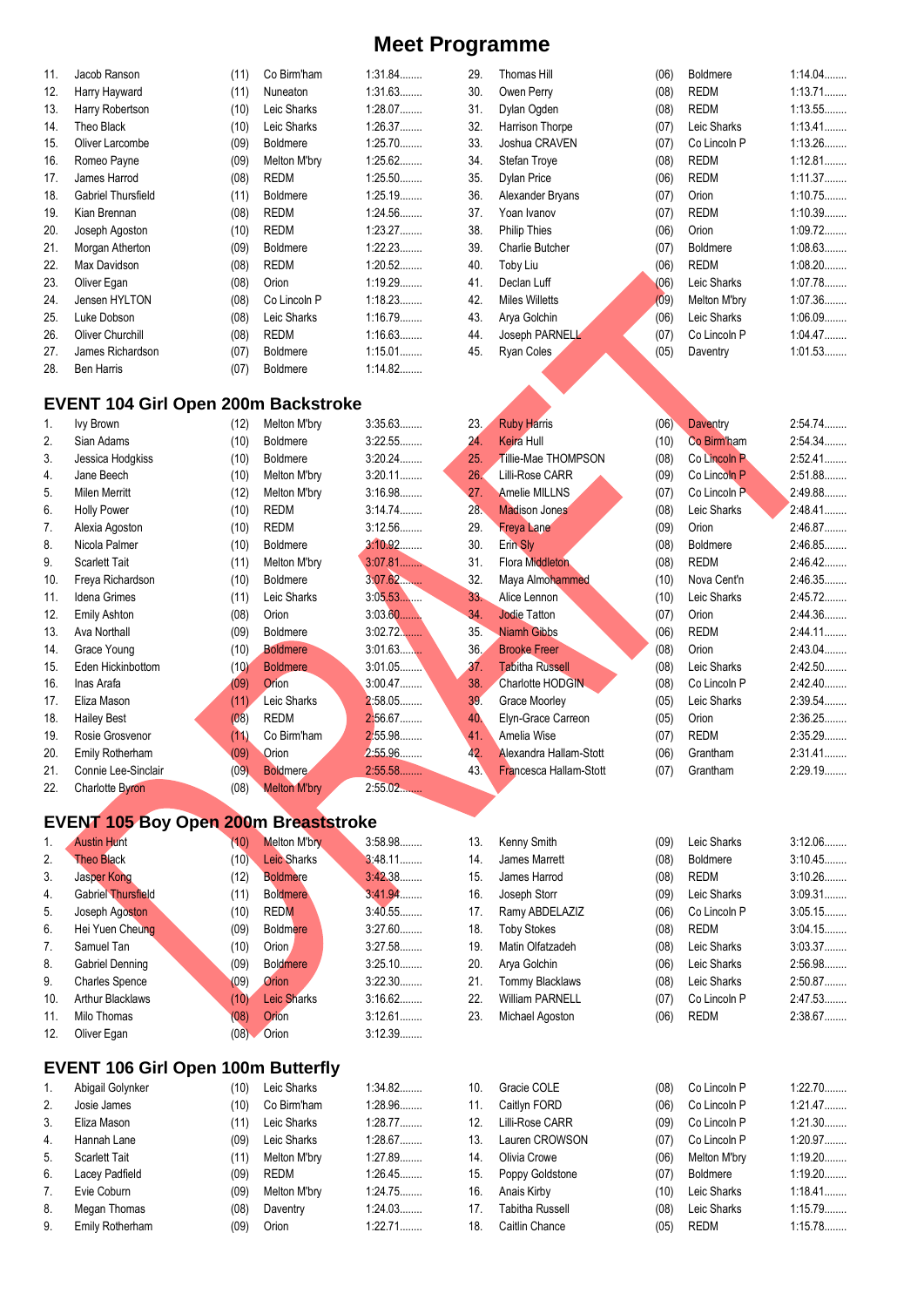# Meet Programme

| | | | | |
|---|---|---|---|---|
| 11. | Jacob Ranson | (11) | Co Birm'ham | 1:31.84........ |
| 12. | Harry Hayward | (11) | Nuneaton | 1:31.63........ |
| 13. | Harry Robertson | (10) | Leic Sharks | 1:28.07........ |
| 14. | Theo Black | (10) | Leic Sharks | 1:26.37........ |
| 15. | Oliver Larcombe | (09) | Boldmere | 1:25.70........ |
| 16. | Romeo Payne | (09) | Melton M'bry | 1:25.62........ |
| 17. | James Harrod | (08) | REDM | 1:25.50........ |
| 18. | Gabriel Thursfield | (11) | Boldmere | 1:25.19........ |
| 19. | Kian Brennan | (08) | REDM | 1:24.56........ |
| 20. | Joseph Agoston | (10) | REDM | 1:23.27........ |
| 21. | Morgan Atherton | (09) | Boldmere | 1:22.23........ |
| 22. | Max Davidson | (08) | REDM | 1:20.52........ |
| 23. | Oliver Egan | (08) | Orion | 1:19.29........ |
| 24. | Jensen HYLTON | (08) | Co Lincoln P | 1:18.23........ |
| 25. | Luke Dobson | (08) | Leic Sharks | 1:16.79........ |
| 26. | Oliver Churchill | (08) | REDM | 1:16.63........ |
| 27. | James Richardson | (07) | Boldmere | 1:15.01........ |
| 28. | Ben Harris | (07) | Boldmere | 1:14.82........ |
| 29. | Thomas Hill | (06) | Boldmere | 1:14.04........ |
| 30. | Owen Perry | (08) | REDM | 1:13.71........ |
| 31. | Dylan Ogden | (08) | REDM | 1:13.55........ |
| 32. | Harrison Thorpe | (07) | Leic Sharks | 1:13.41........ |
| 33. | Joshua CRAVEN | (07) | Co Lincoln P | 1:13.26........ |
| 34. | Stefan Troye | (08) | REDM | 1:12.81........ |
| 35. | Dylan Price | (06) | REDM | 1:11.37........ |
| 36. | Alexander Bryans | (07) | Orion | 1:10.75........ |
| 37. | Yoan Ivanov | (07) | REDM | 1:10.39........ |
| 38. | Philip Thies | (06) | Orion | 1:09.72........ |
| 39. | Charlie Butcher | (07) | Boldmere | 1:08.63........ |
| 40. | Toby Liu | (06) | REDM | 1:08.20........ |
| 41. | Declan Luff | (06) | Leic Sharks | 1:07.78........ |
| 42. | Miles Willetts | (09) | Melton M'bry | 1:07.36........ |
| 43. | Arya Golchin | (06) | Leic Sharks | 1:06.09........ |
| 44. | Joseph PARNELL | (07) | Co Lincoln P | 1:04.47........ |
| 45. | Ryan Coles | (05) | Daventry | 1:01.53........ |

## EVENT 104 Girl Open 200m Backstroke

| | | | | |
|---|---|---|---|---|
| 1. | Ivy Brown | (12) | Melton M'bry | 3:35.63........ |
| 2. | Sian Adams | (10) | Boldmere | 3:22.55........ |
| 3. | Jessica Hodgkiss | (10) | Boldmere | 3:20.24........ |
| 4. | Jane Beech | (10) | Melton M'bry | 3:20.11........ |
| 5. | Milen Merritt | (12) | Melton M'bry | 3:16.98........ |
| 6. | Holly Power | (10) | REDM | 3:14.74........ |
| 7. | Alexia Agoston | (10) | REDM | 3:12.56........ |
| 8. | Nicola Palmer | (10) | Boldmere | 3:10.92........ |
| 9. | Scarlett Tait | (11) | Melton M'bry | 3:07.81........ |
| 10. | Freya Richardson | (10) | Boldmere | 3:07.62........ |
| 11. | Idena Grimes | (11) | Leic Sharks | 3:05.53........ |
| 12. | Emily Ashton | (08) | Orion | 3:03.60........ |
| 13. | Ava Northall | (09) | Boldmere | 3:02.72........ |
| 14. | Grace Young | (10) | Boldmere | 3:01.63........ |
| 15. | Eden Hickinbottom | (10) | Boldmere | 3:01.05........ |
| 16. | Inas Arafa | (09) | Orion | 3:00.47........ |
| 17. | Eliza Mason | (11) | Leic Sharks | 2:58.05........ |
| 18. | Hailey Best | (08) | REDM | 2:56.67........ |
| 19. | Rosie Grosvenor | (11) | Co Birm'ham | 2:55.98........ |
| 20. | Emily Rotherham | (09) | Orion | 2:55.96........ |
| 21. | Connie Lee-Sinclair | (09) | Boldmere | 2:55.58........ |
| 22. | Charlotte Byron | (08) | Melton M'bry | 2:55.02........ |
| 23. | Ruby Harris | (06) | Daventry | 2:54.74........ |
| 24. | Keira Hull | (10) | Co Birm'ham | 2:54.34........ |
| 25. | Tillie-Mae THOMPSON | (08) | Co Lincoln P | 2:52.41........ |
| 26. | Lilli-Rose CARR | (09) | Co Lincoln P | 2:51.88........ |
| 27. | Amelie MILLNS | (07) | Co Lincoln P | 2:49.88........ |
| 28. | Madison Jones | (08) | Leic Sharks | 2:48.41........ |
| 29. | Freya Lane | (09) | Orion | 2:46.87........ |
| 30. | Erin Sly | (08) | Boldmere | 2:46.85........ |
| 31. | Flora Middleton | (08) | REDM | 2:46.42........ |
| 32. | Maya Almohammed | (10) | Nova Cent'n | 2:46.35........ |
| 33. | Alice Lennon | (10) | Leic Sharks | 2:45.72........ |
| 34. | Jodie Tatton | (07) | Orion | 2:44.36........ |
| 35. | Niamh Gibbs | (06) | REDM | 2:44.11........ |
| 36. | Brooke Freer | (08) | Orion | 2:43.04........ |
| 37. | Tabitha Russell | (08) | Leic Sharks | 2:42.50........ |
| 38. | Charlotte HODGIN | (08) | Co Lincoln P | 2:42.40........ |
| 39. | Grace Moorley | (05) | Leic Sharks | 2:39.54........ |
| 40. | Elyn-Grace Carreon | (05) | Orion | 2:36.25........ |
| 41. | Amelia Wise | (07) | REDM | 2:35.29........ |
| 42. | Alexandra Hallam-Stott | (06) | Grantham | 2:31.41........ |
| 43. | Francesca Hallam-Stott | (07) | Grantham | 2:29.19........ |

## EVENT 105 Boy Open 200m Breaststroke

| | | | | |
|---|---|---|---|---|
| 1. | Austin Hunt | (10) | Melton M'bry | 3:58.98........ |
| 2. | Theo Black | (10) | Leic Sharks | 3:48.11........ |
| 3. | Jasper Kong | (12) | Boldmere | 3:42.38........ |
| 4. | Gabriel Thursfield | (11) | Boldmere | 3:41.94........ |
| 5. | Joseph Agoston | (10) | REDM | 3:40.55........ |
| 6. | Hei Yuen Cheung | (09) | Boldmere | 3:27.60........ |
| 7. | Samuel Tan | (10) | Orion | 3:27.58........ |
| 8. | Gabriel Denning | (09) | Boldmere | 3:25.10........ |
| 9. | Charles Spence | (09) | Orion | 3:22.30........ |
| 10. | Arthur Blacklaws | (10) | Leic Sharks | 3:16.62........ |
| 11. | Milo Thomas | (08) | Orion | 3:12.61........ |
| 12. | Oliver Egan | (08) | Orion | 3:12.39........ |
| 13. | Kenny Smith | (09) | Leic Sharks | 3:12.06........ |
| 14. | James Marrett | (08) | Boldmere | 3:10.45........ |
| 15. | James Harrod | (08) | REDM | 3:10.26........ |
| 16. | Joseph Storr | (09) | Leic Sharks | 3:09.31........ |
| 17. | Ramy ABDELAZIZ | (06) | Co Lincoln P | 3:05.15........ |
| 18. | Toby Stokes | (08) | REDM | 3:04.15........ |
| 19. | Matin Olfatzadeh | (08) | Leic Sharks | 3:03.37........ |
| 20. | Arya Golchin | (06) | Leic Sharks | 2:56.98........ |
| 21. | Tommy Blacklaws | (08) | Leic Sharks | 2:50.87........ |
| 22. | William PARNELL | (07) | Co Lincoln P | 2:47.53........ |
| 23. | Michael Agoston | (06) | REDM | 2:38.67........ |

## EVENT 106 Girl Open 100m Butterfly

| | | | | |
|---|---|---|---|---|
| 1. | Abigail Golynker | (10) | Leic Sharks | 1:34.82........ |
| 2. | Josie James | (10) | Co Birm'ham | 1:28.96........ |
| 3. | Eliza Mason | (11) | Leic Sharks | 1:28.77........ |
| 4. | Hannah Lane | (09) | Leic Sharks | 1:28.67........ |
| 5. | Scarlett Tait | (11) | Melton M'bry | 1:27.89........ |
| 6. | Lacey Padfield | (09) | REDM | 1:26.45........ |
| 7. | Evie Coburn | (09) | Melton M'bry | 1:24.75........ |
| 8. | Megan Thomas | (08) | Daventry | 1:24.03........ |
| 9. | Emily Rotherham | (09) | Orion | 1:22.71........ |
| 10. | Gracie COLE | (08) | Co Lincoln P | 1:22.70........ |
| 11. | Caitlyn FORD | (06) | Co Lincoln P | 1:21.47........ |
| 12. | Lilli-Rose CARR | (09) | Co Lincoln P | 1:21.30........ |
| 13. | Lauren CROWSON | (07) | Co Lincoln P | 1:20.97........ |
| 14. | Olivia Crowe | (06) | Melton M'bry | 1:19.20........ |
| 15. | Poppy Goldstone | (07) | Boldmere | 1:19.20........ |
| 16. | Anais Kirby | (10) | Leic Sharks | 1:18.41........ |
| 17. | Tabitha Russell | (08) | Leic Sharks | 1:15.79........ |
| 18. | Caitlin Chance | (05) | REDM | 1:15.78........ |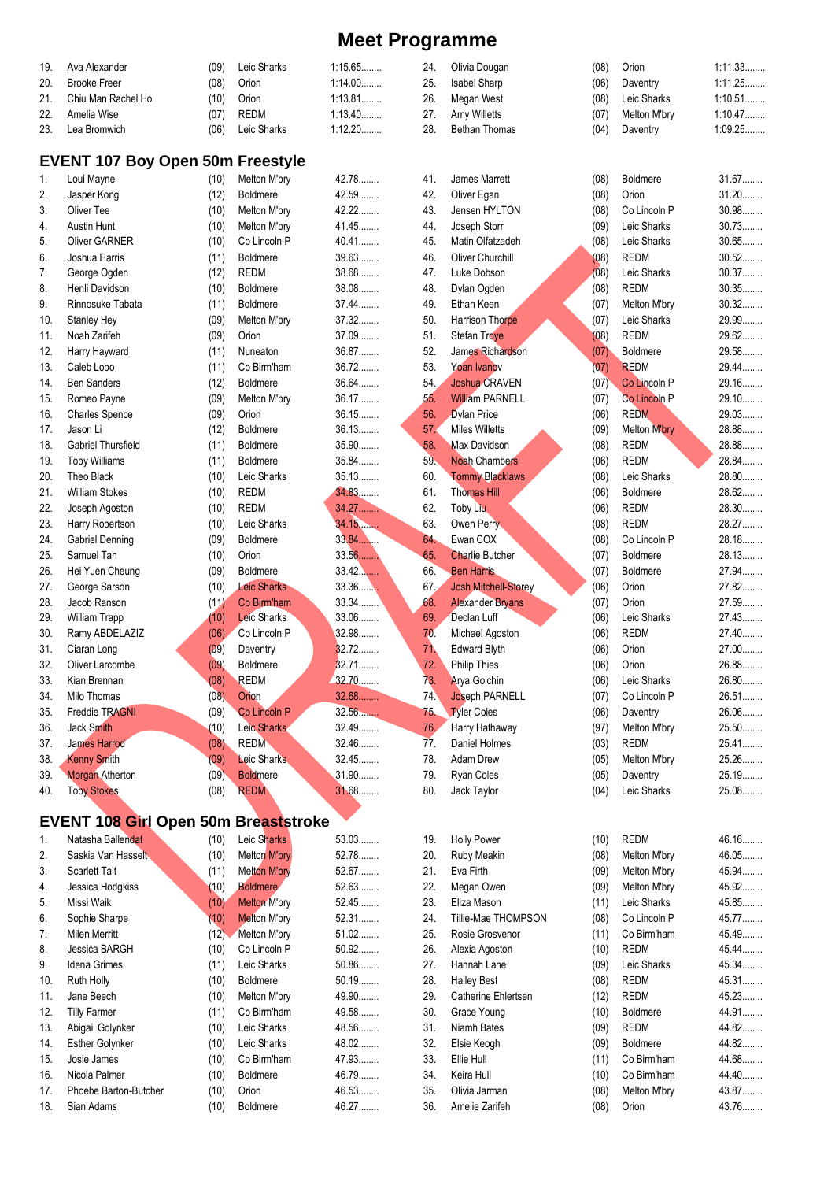# Meet Programme

| | Name | Age | Club | Time |
|---|---|---|---|---|
| 19. | Ava Alexander | (09) | Leic Sharks | 1:15.65........ |
| 20. | Brooke Freer | (08) | Orion | 1:14.00........ |
| 21. | Chiu Man Rachel Ho | (10) | Orion | 1:13.81........ |
| 22. | Amelia Wise | (07) | REDM | 1:13.40........ |
| 23. | Lea Bromwich | (06) | Leic Sharks | 1:12.20........ |
| 24. | Olivia Dougan | (08) | Orion | 1:11.33........ |
| 25. | Isabel Sharp | (06) | Daventry | 1:11.25........ |
| 26. | Megan West | (08) | Leic Sharks | 1:10.51........ |
| 27. | Amy Willetts | (07) | Melton M'bry | 1:10.47........ |
| 28. | Bethan Thomas | (04) | Daventry | 1:09.25........ |

## EVENT 107 Boy Open 50m Freestyle

| | Name | Age | Club | Time |
|---|---|---|---|---|
| 1. | Loui Mayne | (10) | Melton M'bry | 42.78........ |
| 2. | Jasper Kong | (12) | Boldmere | 42.59........ |
| 3. | Oliver Tee | (10) | Melton M'bry | 42.22........ |
| 4. | Austin Hunt | (10) | Melton M'bry | 41.45........ |
| 5. | Oliver GARNER | (10) | Co Lincoln P | 40.41........ |
| 6. | Joshua Harris | (11) | Boldmere | 39.63........ |
| 7. | George Ogden | (12) | REDM | 38.68........ |
| 8. | Henli Davidson | (10) | Boldmere | 38.08........ |
| 9. | Rinnosuke Tabata | (11) | Boldmere | 37.44........ |
| 10. | Stanley Hey | (09) | Melton M'bry | 37.32........ |
| 11. | Noah Zarifeh | (09) | Orion | 37.09........ |
| 12. | Harry Hayward | (11) | Nuneaton | 36.87........ |
| 13. | Caleb Lobo | (11) | Co Birm'ham | 36.72........ |
| 14. | Ben Sanders | (12) | Boldmere | 36.64........ |
| 15. | Romeo Payne | (09) | Melton M'bry | 36.17........ |
| 16. | Charles Spence | (09) | Orion | 36.15........ |
| 17. | Jason Li | (12) | Boldmere | 36.13........ |
| 18. | Gabriel Thursfield | (11) | Boldmere | 35.90........ |
| 19. | Toby Williams | (11) | Boldmere | 35.84........ |
| 20. | Theo Black | (10) | Leic Sharks | 35.13........ |
| 21. | William Stokes | (10) | REDM | 34.83........ |
| 22. | Joseph Agoston | (10) | REDM | 34.27........ |
| 23. | Harry Robertson | (10) | Leic Sharks | 34.15........ |
| 24. | Gabriel Denning | (09) | Boldmere | 33.84........ |
| 25. | Samuel Tan | (10) | Orion | 33.56........ |
| 26. | Hei Yuen Cheung | (09) | Boldmere | 33.42........ |
| 27. | George Sarson | (10) | Leic Sharks | 33.36........ |
| 28. | Jacob Ranson | (11) | Co Birm'ham | 33.34........ |
| 29. | William Trapp | (10) | Leic Sharks | 33.06........ |
| 30. | Ramy ABDELAZIZ | (06) | Co Lincoln P | 32.98........ |
| 31. | Ciaran Long | (09) | Daventry | 32.72........ |
| 32. | Oliver Larcombe | (09) | Boldmere | 32.71........ |
| 33. | Kian Brennan | (08) | REDM | 32.70........ |
| 34. | Milo Thomas | (08) | Orion | 32.68........ |
| 35. | Freddie TRAGNI | (09) | Co Lincoln P | 32.56........ |
| 36. | Jack Smith | (10) | Leic Sharks | 32.49........ |
| 37. | James Harrod | (08) | REDM | 32.46........ |
| 38. | Kenny Smith | (09) | Leic Sharks | 32.45........ |
| 39. | Morgan Atherton | (09) | Boldmere | 31.90........ |
| 40. | Toby Stokes | (08) | REDM | 31.68........ |
| 41. | James Marrett | (08) | Boldmere | 31.67........ |
| 42. | Oliver Egan | (08) | Orion | 31.20........ |
| 43. | Jensen HYLTON | (08) | Co Lincoln P | 30.98........ |
| 44. | Joseph Storr | (09) | Leic Sharks | 30.73........ |
| 45. | Matin Olfatzadeh | (08) | Leic Sharks | 30.65........ |
| 46. | Oliver Churchill | (08) | REDM | 30.52........ |
| 47. | Luke Dobson | (08) | Leic Sharks | 30.37........ |
| 48. | Dylan Ogden | (08) | REDM | 30.35........ |
| 49. | Ethan Keen | (07) | Melton M'bry | 30.32........ |
| 50. | Harrison Thorpe | (07) | Leic Sharks | 29.99........ |
| 51. | Stefan Troye | (08) | REDM | 29.62........ |
| 52. | James Richardson | (07) | Boldmere | 29.58........ |
| 53. | Yoan Ivanov | (07) | REDM | 29.44........ |
| 54. | Joshua CRAVEN | (07) | Co Lincoln P | 29.16........ |
| 55. | William PARNELL | (07) | Co Lincoln P | 29.10........ |
| 56. | Dylan Price | (06) | REDM | 29.03........ |
| 57. | Miles Willetts | (09) | Melton M'bry | 28.88........ |
| 58. | Max Davidson | (08) | REDM | 28.88........ |
| 59. | Noah Chambers | (06) | REDM | 28.84........ |
| 60. | Tommy Blacklaws | (08) | Leic Sharks | 28.80........ |
| 61. | Thomas Hill | (06) | Boldmere | 28.62........ |
| 62. | Toby Liu | (06) | REDM | 28.30........ |
| 63. | Owen Perry | (08) | REDM | 28.27........ |
| 64. | Ewan COX | (08) | Co Lincoln P | 28.18........ |
| 65. | Charlie Butcher | (07) | Boldmere | 28.13........ |
| 66. | Ben Harris | (07) | Boldmere | 27.94........ |
| 67. | Josh Mitchell-Storey | (06) | Orion | 27.82........ |
| 68. | Alexander Bryans | (07) | Orion | 27.59........ |
| 69. | Declan Luff | (06) | Leic Sharks | 27.43........ |
| 70. | Michael Agoston | (06) | REDM | 27.40........ |
| 71. | Edward Blyth | (06) | Orion | 27.00........ |
| 72. | Philip Thies | (06) | Orion | 26.88........ |
| 73. | Arya Golchin | (06) | Leic Sharks | 26.80........ |
| 74. | Joseph PARNELL | (07) | Co Lincoln P | 26.51........ |
| 75. | Tyler Coles | (06) | Daventry | 26.06........ |
| 76. | Harry Hathaway | (97) | Melton M'bry | 25.50........ |
| 77. | Daniel Holmes | (03) | REDM | 25.41........ |
| 78. | Adam Drew | (05) | Melton M'bry | 25.26........ |
| 79. | Ryan Coles | (05) | Daventry | 25.19........ |
| 80. | Jack Taylor | (04) | Leic Sharks | 25.08........ |

## EVENT 108 Girl Open 50m Breaststroke

| | Name | Age | Club | Time |
|---|---|---|---|---|
| 1. | Natasha Ballendat | (10) | Leic Sharks | 53.03........ |
| 2. | Saskia Van Hasselt | (10) | Melton M'bry | 52.78........ |
| 3. | Scarlett Tait | (11) | Melton M'bry | 52.67........ |
| 4. | Jessica Hodgkiss | (10) | Boldmere | 52.63........ |
| 5. | Missi Waik | (10) | Melton M'bry | 52.45........ |
| 6. | Sophie Sharpe | (10) | Melton M'bry | 52.31........ |
| 7. | Milen Merritt | (12) | Melton M'bry | 51.02........ |
| 8. | Jessica BARGH | (10) | Co Lincoln P | 50.92........ |
| 9. | Idena Grimes | (11) | Leic Sharks | 50.86........ |
| 10. | Ruth Holly | (10) | Boldmere | 50.19........ |
| 11. | Jane Beech | (10) | Melton M'bry | 49.90........ |
| 12. | Tilly Farmer | (11) | Co Birm'ham | 49.58........ |
| 13. | Abigail Golynker | (10) | Leic Sharks | 48.56........ |
| 14. | Esther Golynker | (10) | Leic Sharks | 48.02........ |
| 15. | Josie James | (10) | Co Birm'ham | 47.93........ |
| 16. | Nicola Palmer | (10) | Boldmere | 46.79........ |
| 17. | Phoebe Barton-Butcher | (10) | Orion | 46.53........ |
| 18. | Sian Adams | (10) | Boldmere | 46.27........ |
| 19. | Holly Power | (10) | REDM | 46.16........ |
| 20. | Ruby Meakin | (08) | Melton M'bry | 46.05........ |
| 21. | Eva Firth | (09) | Melton M'bry | 45.94........ |
| 22. | Megan Owen | (09) | Melton M'bry | 45.92........ |
| 23. | Eliza Mason | (11) | Leic Sharks | 45.85........ |
| 24. | Tillie-Mae THOMPSON | (08) | Co Lincoln P | 45.77........ |
| 25. | Rosie Grosvenor | (11) | Co Birm'ham | 45.49........ |
| 26. | Alexia Agoston | (10) | REDM | 45.44........ |
| 27. | Hannah Lane | (09) | Leic Sharks | 45.34........ |
| 28. | Hailey Best | (08) | REDM | 45.31........ |
| 29. | Catherine Ehlertsen | (12) | REDM | 45.23........ |
| 30. | Grace Young | (10) | Boldmere | 44.91........ |
| 31. | Niamh Bates | (09) | REDM | 44.82........ |
| 32. | Elsie Keogh | (09) | Boldmere | 44.82........ |
| 33. | Ellie Hull | (11) | Co Birm'ham | 44.68........ |
| 34. | Keira Hull | (10) | Co Birm'ham | 44.40........ |
| 35. | Olivia Jarman | (08) | Melton M'bry | 43.87........ |
| 36. | Amelie Zarifeh | (08) | Orion | 43.76........ |

DRAFT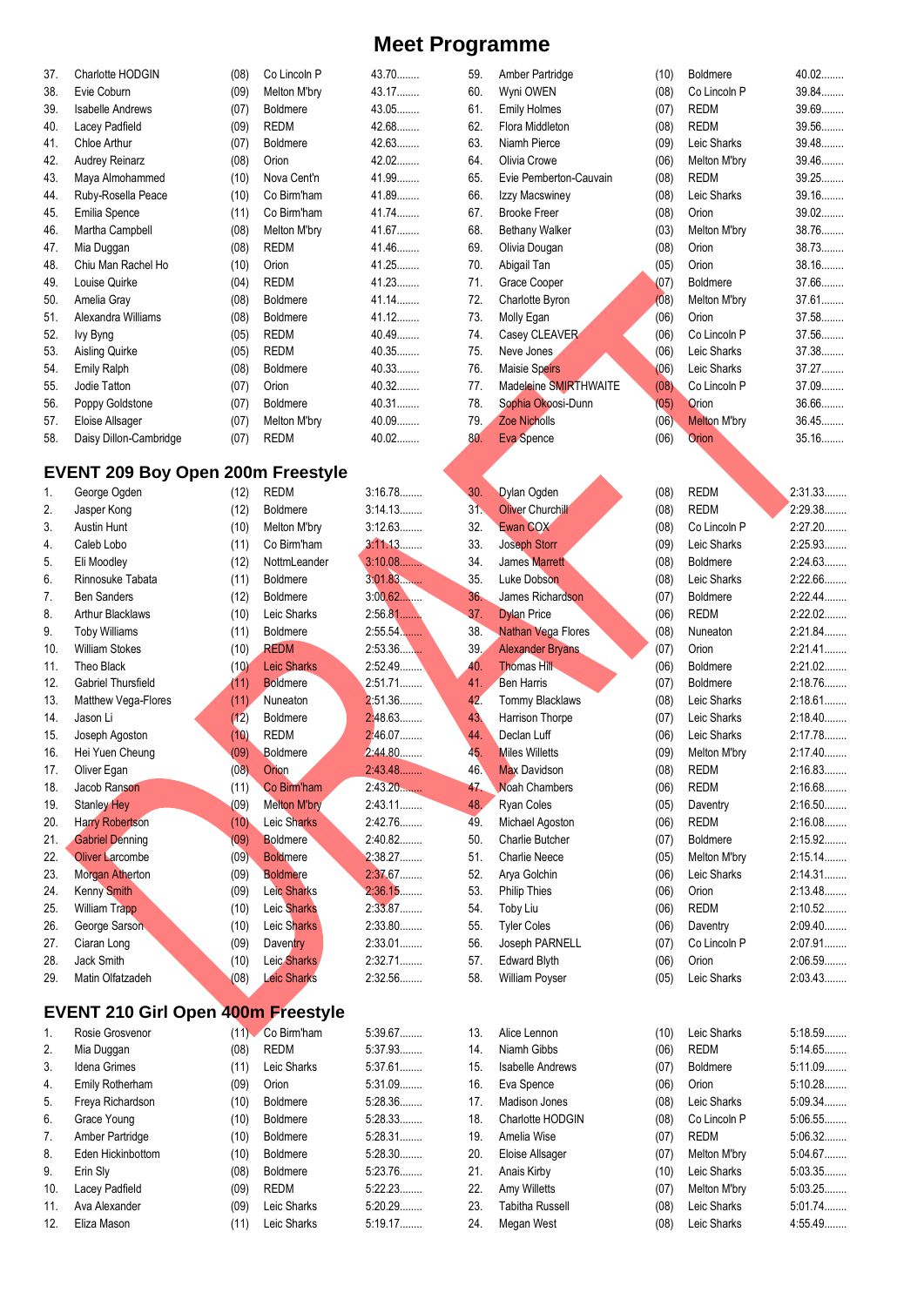# Meet Programme

| | | | | |
|---|---|---|---|---|
| 37. | Charlotte HODGIN | (08) | Co Lincoln P | 43.70........ |
| 38. | Evie Coburn | (09) | Melton M'bry | 43.17........ |
| 39. | Isabelle Andrews | (07) | Boldmere | 43.05........ |
| 40. | Lacey Padfield | (09) | REDM | 42.68........ |
| 41. | Chloe Arthur | (07) | Boldmere | 42.63........ |
| 42. | Audrey Reinarz | (08) | Orion | 42.02........ |
| 43. | Maya Almohammed | (10) | Nova Cent'n | 41.99........ |
| 44. | Ruby-Rosella Peace | (10) | Co Birm'ham | 41.89........ |
| 45. | Emilia Spence | (11) | Co Birm'ham | 41.74........ |
| 46. | Martha Campbell | (08) | Melton M'bry | 41.67........ |
| 47. | Mia Duggan | (08) | REDM | 41.46........ |
| 48. | Chiu Man Rachel Ho | (10) | Orion | 41.25........ |
| 49. | Louise Quirke | (04) | REDM | 41.23........ |
| 50. | Amelia Gray | (08) | Boldmere | 41.14........ |
| 51. | Alexandra Williams | (08) | Boldmere | 41.12........ |
| 52. | Ivy Byng | (05) | REDM | 40.49........ |
| 53. | Aisling Quirke | (05) | REDM | 40.35........ |
| 54. | Emily Ralph | (08) | Boldmere | 40.33........ |
| 55. | Jodie Tatton | (07) | Orion | 40.32........ |
| 56. | Poppy Goldstone | (07) | Boldmere | 40.31........ |
| 57. | Eloise Allsager | (07) | Melton M'bry | 40.09........ |
| 58. | Daisy Dillon-Cambridge | (07) | REDM | 40.02........ |
| 59. | Amber Partridge | (10) | Boldmere | 40.02........ |
| 60. | Wyni OWEN | (08) | Co Lincoln P | 39.84........ |
| 61. | Emily Holmes | (07) | REDM | 39.69........ |
| 62. | Flora Middleton | (08) | REDM | 39.56........ |
| 63. | Niamh Pierce | (09) | Leic Sharks | 39.48........ |
| 64. | Olivia Crowe | (06) | Melton M'bry | 39.46........ |
| 65. | Evie Pemberton-Cauvain | (08) | REDM | 39.25........ |
| 66. | Izzy Macswiney | (08) | Leic Sharks | 39.16........ |
| 67. | Brooke Freer | (08) | Orion | 39.02........ |
| 68. | Bethany Walker | (03) | Melton M'bry | 38.76........ |
| 69. | Olivia Dougan | (08) | Orion | 38.73........ |
| 70. | Abigail Tan | (05) | Orion | 38.16........ |
| 71. | Grace Cooper | (07) | Boldmere | 37.66........ |
| 72. | Charlotte Byron | (08) | Melton M'bry | 37.61........ |
| 73. | Molly Egan | (06) | Orion | 37.58........ |
| 74. | Casey CLEAVER | (06) | Co Lincoln P | 37.56........ |
| 75. | Neve Jones | (06) | Leic Sharks | 37.38........ |
| 76. | Maisie Speirs | (06) | Leic Sharks | 37.27........ |
| 77. | Madeleine SMIRTHWAITE | (08) | Co Lincoln P | 37.09........ |
| 78. | Sophia Okoosi-Dunn | (05) | Orion | 36.66........ |
| 79. | Zoe Nicholls | (06) | Melton M'bry | 36.45........ |
| 80. | Eva Spence | (06) | Orion | 35.16........ |

## EVENT 209 Boy Open 200m Freestyle

| | | | | |
|---|---|---|---|---|
| 1. | George Ogden | (12) | REDM | 3:16.78........ |
| 2. | Jasper Kong | (12) | Boldmere | 3:14.13........ |
| 3. | Austin Hunt | (10) | Melton M'bry | 3:12.63........ |
| 4. | Caleb Lobo | (11) | Co Birm'ham | 3:11.13........ |
| 5. | Eli Moodley | (12) | NottmLeander | 3:10.08........ |
| 6. | Rinnosuke Tabata | (11) | Boldmere | 3:01.83........ |
| 7. | Ben Sanders | (12) | Boldmere | 3:00.62........ |
| 8. | Arthur Blacklaws | (10) | Leic Sharks | 2:56.81........ |
| 9. | Toby Williams | (11) | Boldmere | 2:55.54........ |
| 10. | William Stokes | (10) | REDM | 2:53.36........ |
| 11. | Theo Black | (10) | Leic Sharks | 2:52.49........ |
| 12. | Gabriel Thursfield | (11) | Boldmere | 2:51.71........ |
| 13. | Matthew Vega-Flores | (11) | Nuneaton | 2:51.36........ |
| 14. | Jason Li | (12) | Boldmere | 2:48.63........ |
| 15. | Joseph Agoston | (10) | REDM | 2:46.07........ |
| 16. | Hei Yuen Cheung | (09) | Boldmere | 2:44.80........ |
| 17. | Oliver Egan | (08) | Orion | 2:43.48........ |
| 18. | Jacob Ranson | (11) | Co Birm'ham | 2:43.20........ |
| 19. | Stanley Hey | (09) | Melton M'bry | 2:43.11........ |
| 20. | Harry Robertson | (10) | Leic Sharks | 2:42.76........ |
| 21. | Gabriel Denning | (09) | Boldmere | 2:40.82........ |
| 22. | Oliver Larcombe | (09) | Boldmere | 2:38.27........ |
| 23. | Morgan Atherton | (09) | Boldmere | 2:37.67........ |
| 24. | Kenny Smith | (09) | Leic Sharks | 2:36.15........ |
| 25. | William Trapp | (10) | Leic Sharks | 2:33.87........ |
| 26. | George Sarson | (10) | Leic Sharks | 2:33.80........ |
| 27. | Ciaran Long | (09) | Daventry | 2:33.01........ |
| 28. | Jack Smith | (10) | Leic Sharks | 2:32.71........ |
| 29. | Matin Olfatzadeh | (08) | Leic Sharks | 2:32.56........ |
| 30. | Dylan Ogden | (08) | REDM | 2:31.33........ |
| 31. | Oliver Churchill | (08) | REDM | 2:29.38........ |
| 32. | Ewan COX | (08) | Co Lincoln P | 2:27.20........ |
| 33. | Joseph Storr | (09) | Leic Sharks | 2:25.93........ |
| 34. | James Marrett | (08) | Boldmere | 2:24.63........ |
| 35. | Luke Dobson | (08) | Leic Sharks | 2:22.66........ |
| 36. | James Richardson | (07) | Boldmere | 2:22.44........ |
| 37. | Dylan Price | (06) | REDM | 2:22.02........ |
| 38. | Nathan Vega Flores | (08) | Nuneaton | 2:21.84........ |
| 39. | Alexander Bryans | (07) | Orion | 2:21.41........ |
| 40. | Thomas Hill | (06) | Boldmere | 2:21.02........ |
| 41. | Ben Harris | (07) | Boldmere | 2:18.76........ |
| 42. | Tommy Blacklaws | (08) | Leic Sharks | 2:18.61........ |
| 43. | Harrison Thorpe | (07) | Leic Sharks | 2:18.40........ |
| 44. | Declan Luff | (06) | Leic Sharks | 2:17.78........ |
| 45. | Miles Willetts | (09) | Melton M'bry | 2:17.40........ |
| 46. | Max Davidson | (08) | REDM | 2:16.83........ |
| 47. | Noah Chambers | (06) | REDM | 2:16.68........ |
| 48. | Ryan Coles | (05) | Daventry | 2:16.50........ |
| 49. | Michael Agoston | (06) | REDM | 2:16.08........ |
| 50. | Charlie Butcher | (07) | Boldmere | 2:15.92........ |
| 51. | Charlie Neece | (05) | Melton M'bry | 2:15.14........ |
| 52. | Arya Golchin | (06) | Leic Sharks | 2:14.31........ |
| 53. | Philip Thies | (06) | Orion | 2:13.48........ |
| 54. | Toby Liu | (06) | REDM | 2:10.52........ |
| 55. | Tyler Coles | (06) | Daventry | 2:09.40........ |
| 56. | Joseph PARNELL | (07) | Co Lincoln P | 2:07.91........ |
| 57. | Edward Blyth | (06) | Orion | 2:06.59........ |
| 58. | William Poyser | (05) | Leic Sharks | 2:03.43........ |

## EVENT 210 Girl Open 400m Freestyle

| | | | | |
|---|---|---|---|---|
| 1. | Rosie Grosvenor | (11) | Co Birm'ham | 5:39.67........ |
| 2. | Mia Duggan | (08) | REDM | 5:37.93........ |
| 3. | Idena Grimes | (11) | Leic Sharks | 5:37.61........ |
| 4. | Emily Rotherham | (09) | Orion | 5:31.09........ |
| 5. | Freya Richardson | (10) | Boldmere | 5:28.36........ |
| 6. | Grace Young | (10) | Boldmere | 5:28.33........ |
| 7. | Amber Partridge | (10) | Boldmere | 5:28.31........ |
| 8. | Eden Hickinbottom | (10) | Boldmere | 5:28.30........ |
| 9. | Erin Sly | (08) | Boldmere | 5:23.76........ |
| 10. | Lacey Padfield | (09) | REDM | 5:22.23........ |
| 11. | Ava Alexander | (09) | Leic Sharks | 5:20.29........ |
| 12. | Eliza Mason | (11) | Leic Sharks | 5:19.17........ |
| 13. | Alice Lennon | (10) | Leic Sharks | 5:18.59........ |
| 14. | Niamh Gibbs | (06) | REDM | 5:14.65........ |
| 15. | Isabelle Andrews | (07) | Boldmere | 5:11.09........ |
| 16. | Eva Spence | (06) | Orion | 5:10.28........ |
| 17. | Madison Jones | (08) | Leic Sharks | 5:09.34........ |
| 18. | Charlotte HODGIN | (08) | Co Lincoln P | 5:06.55........ |
| 19. | Amelia Wise | (07) | REDM | 5:06.32........ |
| 20. | Eloise Allsager | (07) | Melton M'bry | 5:04.67........ |
| 21. | Anais Kirby | (10) | Leic Sharks | 5:03.35........ |
| 22. | Amy Willetts | (07) | Melton M'bry | 5:03.25........ |
| 23. | Tabitha Russell | (08) | Leic Sharks | 5:01.74........ |
| 24. | Megan West | (08) | Leic Sharks | 4:55.49........ |

DRAFT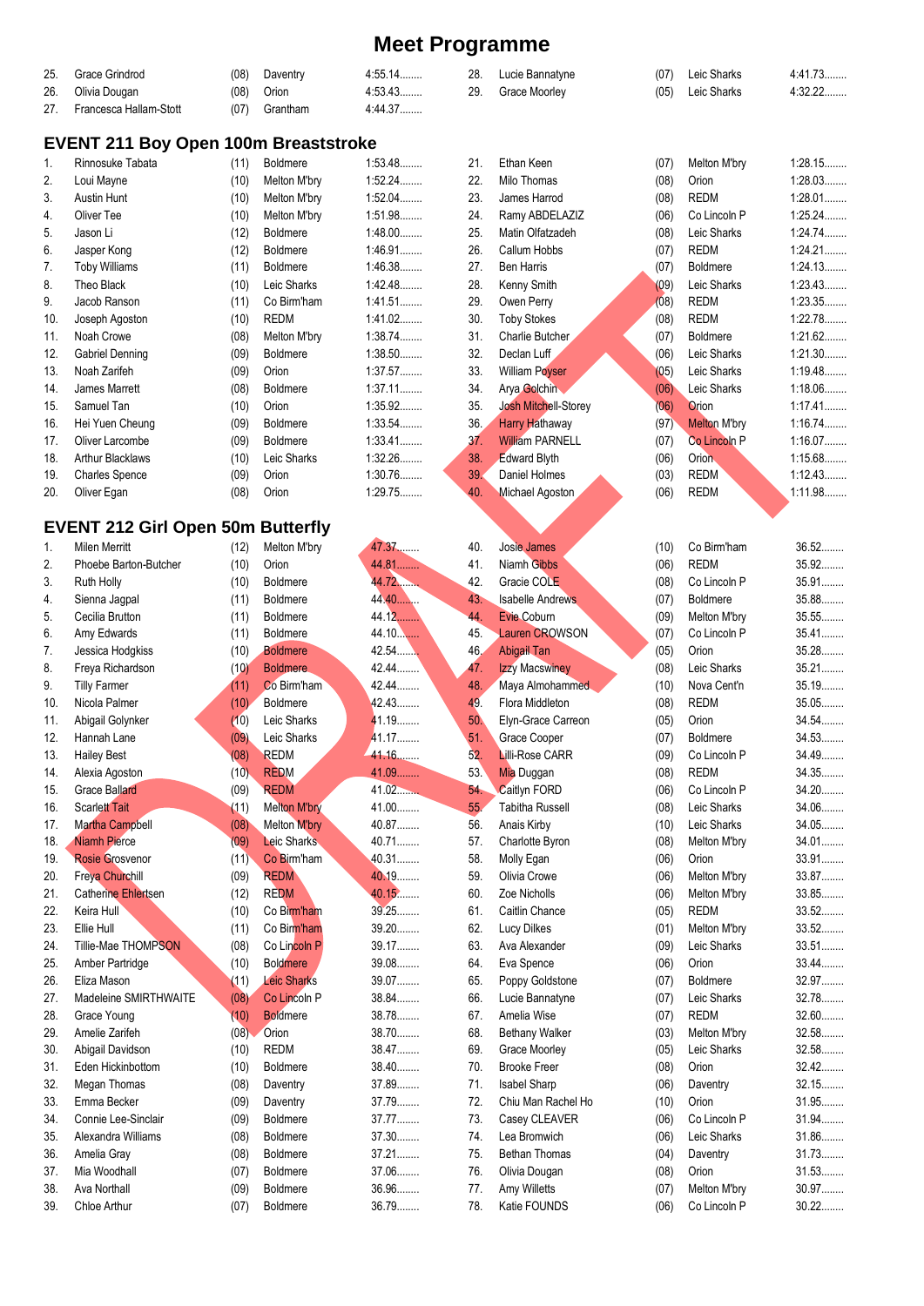# Meet Programme

| | | | | |
|---|---|---|---|---|
| 25. | Grace Grindrod | (08) | Daventry | 4:55.14........ |
| 26. | Olivia Dougan | (08) | Orion | 4:53.43........ |
| 27. | Francesca Hallam-Stott | (07) | Grantham | 4:44.37........ |
| 28. | Lucie Bannatyne | (07) | Leic Sharks | 4:41.73........ |
| 29. | Grace Moorley | (05) | Leic Sharks | 4:32.22........ |

## EVENT 211 Boy Open 100m Breaststroke

| | | | | |
|---|---|---|---|---|
| 1. | Rinnosuke Tabata | (11) | Boldmere | 1:53.48........ |
| 2. | Loui Mayne | (10) | Melton M'bry | 1:52.24........ |
| 3. | Austin Hunt | (10) | Melton M'bry | 1:52.04........ |
| 4. | Oliver Tee | (10) | Melton M'bry | 1:51.98........ |
| 5. | Jason Li | (12) | Boldmere | 1:48.00........ |
| 6. | Jasper Kong | (12) | Boldmere | 1:46.91........ |
| 7. | Toby Williams | (11) | Boldmere | 1:46.38........ |
| 8. | Theo Black | (10) | Leic Sharks | 1:42.48........ |
| 9. | Jacob Ranson | (11) | Co Birm'ham | 1:41.51........ |
| 10. | Joseph Agoston | (10) | REDM | 1:41.02........ |
| 11. | Noah Crowe | (08) | Melton M'bry | 1:38.74........ |
| 12. | Gabriel Denning | (09) | Boldmere | 1:38.50........ |
| 13. | Noah Zarifeh | (09) | Orion | 1:37.57........ |
| 14. | James Marrett | (08) | Boldmere | 1:37.11........ |
| 15. | Samuel Tan | (10) | Orion | 1:35.92........ |
| 16. | Hei Yuen Cheung | (09) | Boldmere | 1:33.54........ |
| 17. | Oliver Larcombe | (09) | Boldmere | 1:33.41........ |
| 18. | Arthur Blacklaws | (10) | Leic Sharks | 1:32.26........ |
| 19. | Charles Spence | (09) | Orion | 1:30.76........ |
| 20. | Oliver Egan | (08) | Orion | 1:29.75........ |
| 21. | Ethan Keen | (07) | Melton M'bry | 1:28.15........ |
| 22. | Milo Thomas | (08) | Orion | 1:28.03........ |
| 23. | James Harrod | (08) | REDM | 1:28.01........ |
| 24. | Ramy ABDELAZIZ | (06) | Co Lincoln P | 1:25.24........ |
| 25. | Matin Olfatzadeh | (08) | Leic Sharks | 1:24.74........ |
| 26. | Callum Hobbs | (07) | REDM | 1:24.21........ |
| 27. | Ben Harris | (07) | Boldmere | 1:24.13........ |
| 28. | Kenny Smith | (09) | Leic Sharks | 1:23.43........ |
| 29. | Owen Perry | (08) | REDM | 1:23.35........ |
| 30. | Toby Stokes | (08) | REDM | 1:22.78........ |
| 31. | Charlie Butcher | (07) | Boldmere | 1:21.62........ |
| 32. | Declan Luff | (06) | Leic Sharks | 1:21.30........ |
| 33. | William Poyser | (05) | Leic Sharks | 1:19.48........ |
| 34. | Arya Golchin | (06) | Leic Sharks | 1:18.06........ |
| 35. | Josh Mitchell-Storey | (06) | Orion | 1:17.41........ |
| 36. | Harry Hathaway | (97) | Melton M'bry | 1:16.74........ |
| 37. | William PARNELL | (07) | Co Lincoln P | 1:16.07........ |
| 38. | Edward Blyth | (06) | Orion | 1:15.68........ |
| 39. | Daniel Holmes | (03) | REDM | 1:12.43........ |
| 40. | Michael Agoston | (06) | REDM | 1:11.98........ |

## EVENT 212 Girl Open 50m Butterfly

| | | | | |
|---|---|---|---|---|
| 1. | Milen Merritt | (12) | Melton M'bry | 47.37........ |
| 2. | Phoebe Barton-Butcher | (10) | Orion | 44.81........ |
| 3. | Ruth Holly | (10) | Boldmere | 44.72........ |
| 4. | Sienna Jagpal | (11) | Boldmere | 44.40........ |
| 5. | Cecilia Brutton | (11) | Boldmere | 44.12........ |
| 6. | Amy Edwards | (11) | Boldmere | 44.10........ |
| 7. | Jessica Hodgkiss | (10) | Boldmere | 42.54........ |
| 8. | Freya Richardson | (10) | Boldmere | 42.44........ |
| 9. | Tilly Farmer | (11) | Co Birm'ham | 42.44........ |
| 10. | Nicola Palmer | (10) | Boldmere | 42.43........ |
| 11. | Abigail Golynker | (10) | Leic Sharks | 41.19........ |
| 12. | Hannah Lane | (09) | Leic Sharks | 41.17........ |
| 13. | Hailey Best | (08) | REDM | 41.16........ |
| 14. | Alexia Agoston | (10) | REDM | 41.09........ |
| 15. | Grace Ballard | (09) | REDM | 41.02........ |
| 16. | Scarlett Tait | (11) | Melton M'bry | 41.00........ |
| 17. | Martha Campbell | (08) | Melton M'bry | 40.87........ |
| 18. | Niamh Pierce | (09) | Leic Sharks | 40.71........ |
| 19. | Rosie Grosvenor | (11) | Co Birm'ham | 40.31........ |
| 20. | Freya Churchill | (09) | REDM | 40.19........ |
| 21. | Catherine Ehlertsen | (12) | REDM | 40.15........ |
| 22. | Keira Hull | (10) | Co Birm'ham | 39.25........ |
| 23. | Ellie Hull | (11) | Co Birm'ham | 39.20........ |
| 24. | Tillie-Mae THOMPSON | (08) | Co Lincoln P | 39.17........ |
| 25. | Amber Partridge | (10) | Boldmere | 39.08........ |
| 26. | Eliza Mason | (11) | Leic Sharks | 39.07........ |
| 27. | Madeleine SMIRTHWAITE | (08) | Co Lincoln P | 38.84........ |
| 28. | Grace Young | (10) | Boldmere | 38.78........ |
| 29. | Amelie Zarifeh | (08) | Orion | 38.70........ |
| 30. | Abigail Davidson | (10) | REDM | 38.47........ |
| 31. | Eden Hickinbottom | (10) | Boldmere | 38.40........ |
| 32. | Megan Thomas | (08) | Daventry | 37.89........ |
| 33. | Emma Becker | (09) | Daventry | 37.79........ |
| 34. | Connie Lee-Sinclair | (09) | Boldmere | 37.77........ |
| 35. | Alexandra Williams | (08) | Boldmere | 37.30........ |
| 36. | Amelia Gray | (08) | Boldmere | 37.21........ |
| 37. | Mia Woodhall | (07) | Boldmere | 37.06........ |
| 38. | Ava Northall | (09) | Boldmere | 36.96........ |
| 39. | Chloe Arthur | (07) | Boldmere | 36.79........ |
| 40. | Josie James | (10) | Co Birm'ham | 36.52........ |
| 41. | Niamh Gibbs | (06) | REDM | 35.92........ |
| 42. | Gracie COLE | (08) | Co Lincoln P | 35.91........ |
| 43. | Isabelle Andrews | (07) | Boldmere | 35.88........ |
| 44. | Evie Coburn | (09) | Melton M'bry | 35.55........ |
| 45. | Lauren CROWSON | (07) | Co Lincoln P | 35.41........ |
| 46. | Abigail Tan | (05) | Orion | 35.28........ |
| 47. | Izzy Macswiney | (08) | Leic Sharks | 35.21........ |
| 48. | Maya Almohammed | (10) | Nova Cent'n | 35.19........ |
| 49. | Flora Middleton | (08) | REDM | 35.05........ |
| 50. | Elyn-Grace Carreon | (05) | Orion | 34.54........ |
| 51. | Grace Cooper | (07) | Boldmere | 34.53........ |
| 52. | Lilli-Rose CARR | (09) | Co Lincoln P | 34.49........ |
| 53. | Mia Duggan | (08) | REDM | 34.35........ |
| 54. | Caitlyn FORD | (06) | Co Lincoln P | 34.20........ |
| 55. | Tabitha Russell | (08) | Leic Sharks | 34.06........ |
| 56. | Anais Kirby | (10) | Leic Sharks | 34.05........ |
| 57. | Charlotte Byron | (08) | Melton M'bry | 34.01........ |
| 58. | Molly Egan | (06) | Orion | 33.91........ |
| 59. | Olivia Crowe | (06) | Melton M'bry | 33.87........ |
| 60. | Zoe Nicholls | (06) | Melton M'bry | 33.85........ |
| 61. | Caitlin Chance | (05) | REDM | 33.52........ |
| 62. | Lucy Dilkes | (01) | Melton M'bry | 33.52........ |
| 63. | Ava Alexander | (09) | Leic Sharks | 33.51........ |
| 64. | Eva Spence | (06) | Orion | 33.44........ |
| 65. | Poppy Goldstone | (07) | Boldmere | 32.97........ |
| 66. | Lucie Bannatyne | (07) | Leic Sharks | 32.78........ |
| 67. | Amelia Wise | (07) | REDM | 32.60........ |
| 68. | Bethany Walker | (03) | Melton M'bry | 32.58........ |
| 69. | Grace Moorley | (05) | Leic Sharks | 32.58........ |
| 70. | Brooke Freer | (08) | Orion | 32.42........ |
| 71. | Isabel Sharp | (06) | Daventry | 32.15........ |
| 72. | Chiu Man Rachel Ho | (10) | Orion | 31.95........ |
| 73. | Casey CLEAVER | (06) | Co Lincoln P | 31.94........ |
| 74. | Lea Bromwich | (06) | Leic Sharks | 31.86........ |
| 75. | Bethan Thomas | (04) | Daventry | 31.73........ |
| 76. | Olivia Dougan | (08) | Orion | 31.53........ |
| 77. | Amy Willetts | (07) | Melton M'bry | 30.97........ |
| 78. | Katie FOUNDS | (06) | Co Lincoln P | 30.22........ |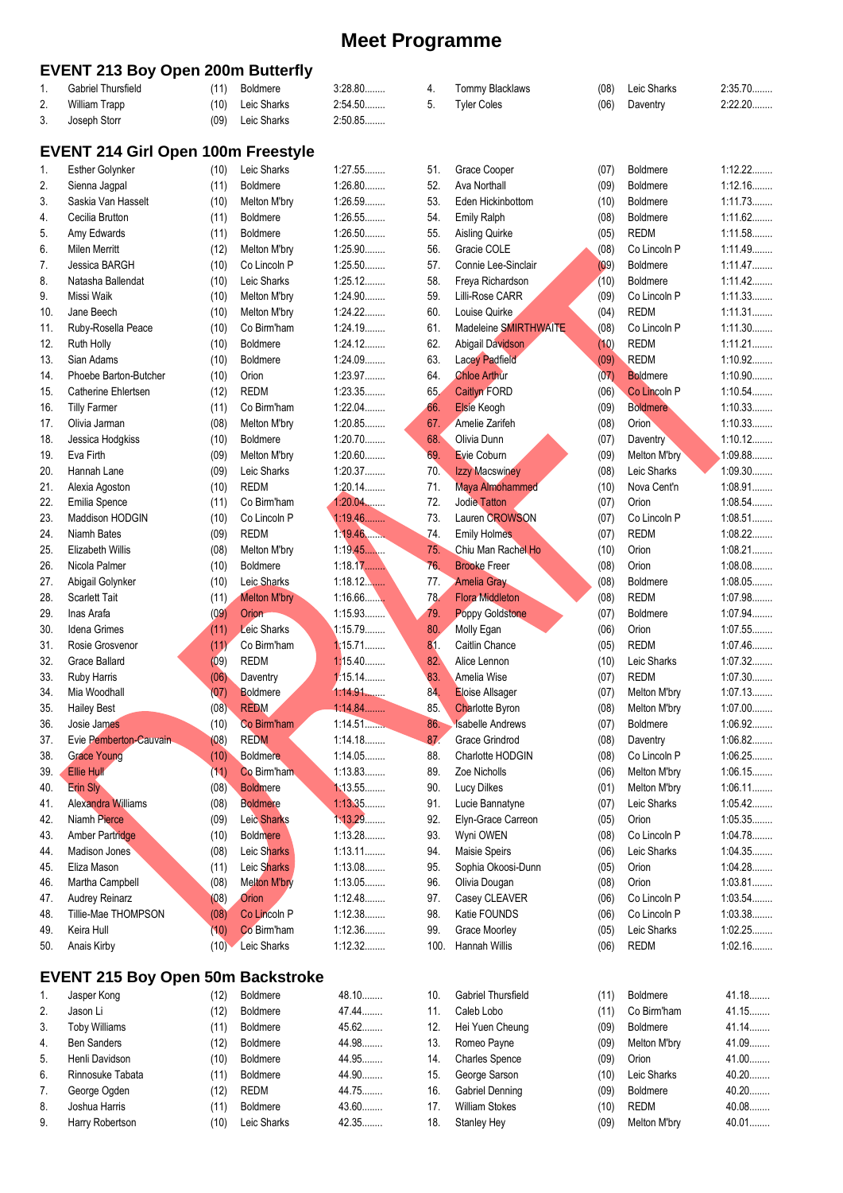# Meet Programme

## EVENT 213 Boy Open 200m Butterfly

| # | Name | Age | Club | Time |
|---|---|---|---|---|
| 1. | Gabriel Thursfield | (11) | Boldmere | 3:28.80........ |
| 2. | William Trapp | (10) | Leic Sharks | 2:54.50........ |
| 3. | Joseph Storr | (09) | Leic Sharks | 2:50.85........ |
| 4. | Tommy Blacklaws | (08) | Leic Sharks | 2:35.70........ |
| 5. | Tyler Coles | (06) | Daventry | 2:22.20........ |

## EVENT 214 Girl Open 100m Freestyle

| # | Name | Age | Club | Time |
|---|---|---|---|---|
| 1. | Esther Golynker | (10) | Leic Sharks | 1:27.55........ |
| 2. | Sienna Jagpal | (11) | Boldmere | 1:26.80........ |
| 3. | Saskia Van Hasselt | (10) | Melton M'bry | 1:26.59........ |
| 4. | Cecilia Brutton | (11) | Boldmere | 1:26.55........ |
| 5. | Amy Edwards | (11) | Boldmere | 1:26.50........ |
| 6. | Milen Merritt | (12) | Melton M'bry | 1:25.90........ |
| 7. | Jessica BARGH | (10) | Co Lincoln P | 1:25.50........ |
| 8. | Natasha Ballendat | (10) | Leic Sharks | 1:25.12........ |
| 9. | Missi Waik | (10) | Melton M'bry | 1:24.90........ |
| 10. | Jane Beech | (10) | Melton M'bry | 1:24.22........ |
| 11. | Ruby-Rosella Peace | (10) | Co Birm'ham | 1:24.19........ |
| 12. | Ruth Holly | (10) | Boldmere | 1:24.12........ |
| 13. | Sian Adams | (10) | Boldmere | 1:24.09........ |
| 14. | Phoebe Barton-Butcher | (10) | Orion | 1:23.97........ |
| 15. | Catherine Ehlertsen | (12) | REDM | 1:23.35........ |
| 16. | Tilly Farmer | (11) | Co Birm'ham | 1:22.04........ |
| 17. | Olivia Jarman | (08) | Melton M'bry | 1:20.85........ |
| 18. | Jessica Hodgkiss | (10) | Boldmere | 1:20.70........ |
| 19. | Eva Firth | (09) | Melton M'bry | 1:20.60........ |
| 20. | Hannah Lane | (09) | Leic Sharks | 1:20.37........ |
| 21. | Alexia Agoston | (10) | REDM | 1:20.14........ |
| 22. | Emilia Spence | (11) | Co Birm'ham | 1:20.04........ |
| 23. | Maddison HODGIN | (10) | Co Lincoln P | 1:19.46........ |
| 24. | Niamh Bates | (09) | REDM | 1:19.46........ |
| 25. | Elizabeth Willis | (08) | Melton M'bry | 1:19.45........ |
| 26. | Nicola Palmer | (10) | Boldmere | 1:18.17........ |
| 27. | Abigail Golynker | (10) | Leic Sharks | 1:18.12........ |
| 28. | Scarlett Tait | (11) | Melton M'bry | 1:16.66........ |
| 29. | Inas Arafa | (09) | Orion | 1:15.93........ |
| 30. | Idena Grimes | (11) | Leic Sharks | 1:15.79........ |
| 31. | Rosie Grosvenor | (11) | Co Birm'ham | 1:15.71........ |
| 32. | Grace Ballard | (09) | REDM | 1:15.40........ |
| 33. | Ruby Harris | (06) | Daventry | 1:15.14........ |
| 34. | Mia Woodhall | (07) | Boldmere | 1:14.91........ |
| 35. | Hailey Best | (08) | REDM | 1:14.84........ |
| 36. | Josie James | (10) | Co Birm'ham | 1:14.51........ |
| 37. | Evie Pemberton-Cauvain | (08) | REDM | 1:14.18........ |
| 38. | Grace Young | (10) | Boldmere | 1:14.05........ |
| 39. | Ellie Hull | (11) | Co Birm'ham | 1:13.83........ |
| 40. | Erin Sly | (08) | Boldmere | 1:13.55........ |
| 41. | Alexandra Williams | (08) | Boldmere | 1:13.35........ |
| 42. | Niamh Pierce | (09) | Leic Sharks | 1:13.29........ |
| 43. | Amber Partridge | (10) | Boldmere | 1:13.28........ |
| 44. | Madison Jones | (08) | Leic Sharks | 1:13.11........ |
| 45. | Eliza Mason | (11) | Leic Sharks | 1:13.08........ |
| 46. | Martha Campbell | (08) | Melton M'bry | 1:13.05........ |
| 47. | Audrey Reinarz | (08) | Orion | 1:12.48........ |
| 48. | Tillie-Mae THOMPSON | (08) | Co Lincoln P | 1:12.38........ |
| 49. | Keira Hull | (10) | Co Birm'ham | 1:12.36........ |
| 50. | Anais Kirby | (10) | Leic Sharks | 1:12.32........ |
| 51. | Grace Cooper | (07) | Boldmere | 1:12.22........ |
| 52. | Ava Northall | (09) | Boldmere | 1:12.16........ |
| 53. | Eden Hickinbottom | (10) | Boldmere | 1:11.73........ |
| 54. | Emily Ralph | (08) | Boldmere | 1:11.62........ |
| 55. | Aisling Quirke | (05) | REDM | 1:11.58........ |
| 56. | Gracie COLE | (08) | Co Lincoln P | 1:11.49........ |
| 57. | Connie Lee-Sinclair | (09) | Boldmere | 1:11.47........ |
| 58. | Freya Richardson | (10) | Boldmere | 1:11.42........ |
| 59. | Lilli-Rose CARR | (09) | Co Lincoln P | 1:11.33........ |
| 60. | Louise Quirke | (04) | REDM | 1:11.31........ |
| 61. | Madeleine SMIRTHWAITE | (08) | Co Lincoln P | 1:11.30........ |
| 62. | Abigail Davidson | (10) | REDM | 1:11.21........ |
| 63. | Lacey Padfield | (09) | REDM | 1:10.92........ |
| 64. | Chloe Arthur | (07) | Boldmere | 1:10.90........ |
| 65. | Caitlyn FORD | (06) | Co Lincoln P | 1:10.54........ |
| 66. | Elsie Keogh | (09) | Boldmere | 1:10.33........ |
| 67. | Amelie Zarifeh | (08) | Orion | 1:10.33........ |
| 68. | Olivia Dunn | (07) | Daventry | 1:10.12........ |
| 69. | Evie Coburn | (09) | Melton M'bry | 1:09.88........ |
| 70. | Izzy Macswiney | (08) | Leic Sharks | 1:09.30........ |
| 71. | Maya Almohammed | (10) | Nova Cent'n | 1:08.91........ |
| 72. | Jodie Tatton | (07) | Orion | 1:08.54........ |
| 73. | Lauren CROWSON | (07) | Co Lincoln P | 1:08.51........ |
| 74. | Emily Holmes | (07) | REDM | 1:08.22........ |
| 75. | Chiu Man Rachel Ho | (10) | Orion | 1:08.21........ |
| 76. | Brooke Freer | (08) | Orion | 1:08.08........ |
| 77. | Amelia Gray | (08) | Boldmere | 1:08.05........ |
| 78. | Flora Middleton | (08) | REDM | 1:07.98........ |
| 79. | Poppy Goldstone | (07) | Boldmere | 1:07.94........ |
| 80. | Molly Egan | (06) | Orion | 1:07.55........ |
| 81. | Caitlin Chance | (05) | REDM | 1:07.46........ |
| 82. | Alice Lennon | (10) | Leic Sharks | 1:07.32........ |
| 83. | Amelia Wise | (07) | REDM | 1:07.30........ |
| 84. | Eloise Allsager | (07) | Melton M'bry | 1:07.13........ |
| 85. | Charlotte Byron | (08) | Melton M'bry | 1:07.00........ |
| 86. | Isabelle Andrews | (07) | Boldmere | 1:06.92........ |
| 87. | Grace Grindrod | (08) | Daventry | 1:06.82........ |
| 88. | Charlotte HODGIN | (08) | Co Lincoln P | 1:06.25........ |
| 89. | Zoe Nicholls | (06) | Melton M'bry | 1:06.15........ |
| 90. | Lucy Dilkes | (01) | Melton M'bry | 1:06.11........ |
| 91. | Lucie Bannatyne | (07) | Leic Sharks | 1:05.42........ |
| 92. | Elyn-Grace Carreon | (05) | Orion | 1:05.35........ |
| 93. | Wyni OWEN | (08) | Co Lincoln P | 1:04.78........ |
| 94. | Maisie Speirs | (06) | Leic Sharks | 1:04.35........ |
| 95. | Sophia Okoosi-Dunn | (05) | Orion | 1:04.28........ |
| 96. | Olivia Dougan | (08) | Orion | 1:03.81........ |
| 97. | Casey CLEAVER | (06) | Co Lincoln P | 1:03.54........ |
| 98. | Katie FOUNDS | (06) | Co Lincoln P | 1:03.38........ |
| 99. | Grace Moorley | (05) | Leic Sharks | 1:02.25........ |
| 100. | Hannah Willis | (06) | REDM | 1:02.16........ |

## EVENT 215 Boy Open 50m Backstroke

| # | Name | Age | Club | Time |
|---|---|---|---|---|
| 1. | Jasper Kong | (12) | Boldmere | 48.10........ |
| 2. | Jason Li | (12) | Boldmere | 47.44........ |
| 3. | Toby Williams | (11) | Boldmere | 45.62........ |
| 4. | Ben Sanders | (12) | Boldmere | 44.98........ |
| 5. | Henli Davidson | (10) | Boldmere | 44.95........ |
| 6. | Rinnosuke Tabata | (11) | Boldmere | 44.90........ |
| 7. | George Ogden | (12) | REDM | 44.75........ |
| 8. | Joshua Harris | (11) | Boldmere | 43.60........ |
| 9. | Harry Robertson | (10) | Leic Sharks | 42.35........ |
| 10. | Gabriel Thursfield | (11) | Boldmere | 41.18........ |
| 11. | Caleb Lobo | (11) | Co Birm'ham | 41.15........ |
| 12. | Hei Yuen Cheung | (09) | Boldmere | 41.14........ |
| 13. | Romeo Payne | (09) | Melton M'bry | 41.09........ |
| 14. | Charles Spence | (09) | Orion | 41.00........ |
| 15. | George Sarson | (10) | Leic Sharks | 40.20........ |
| 16. | Gabriel Denning | (09) | Boldmere | 40.20........ |
| 17. | William Stokes | (10) | REDM | 40.08........ |
| 18. | Stanley Hey | (09) | Melton M'bry | 40.01........ |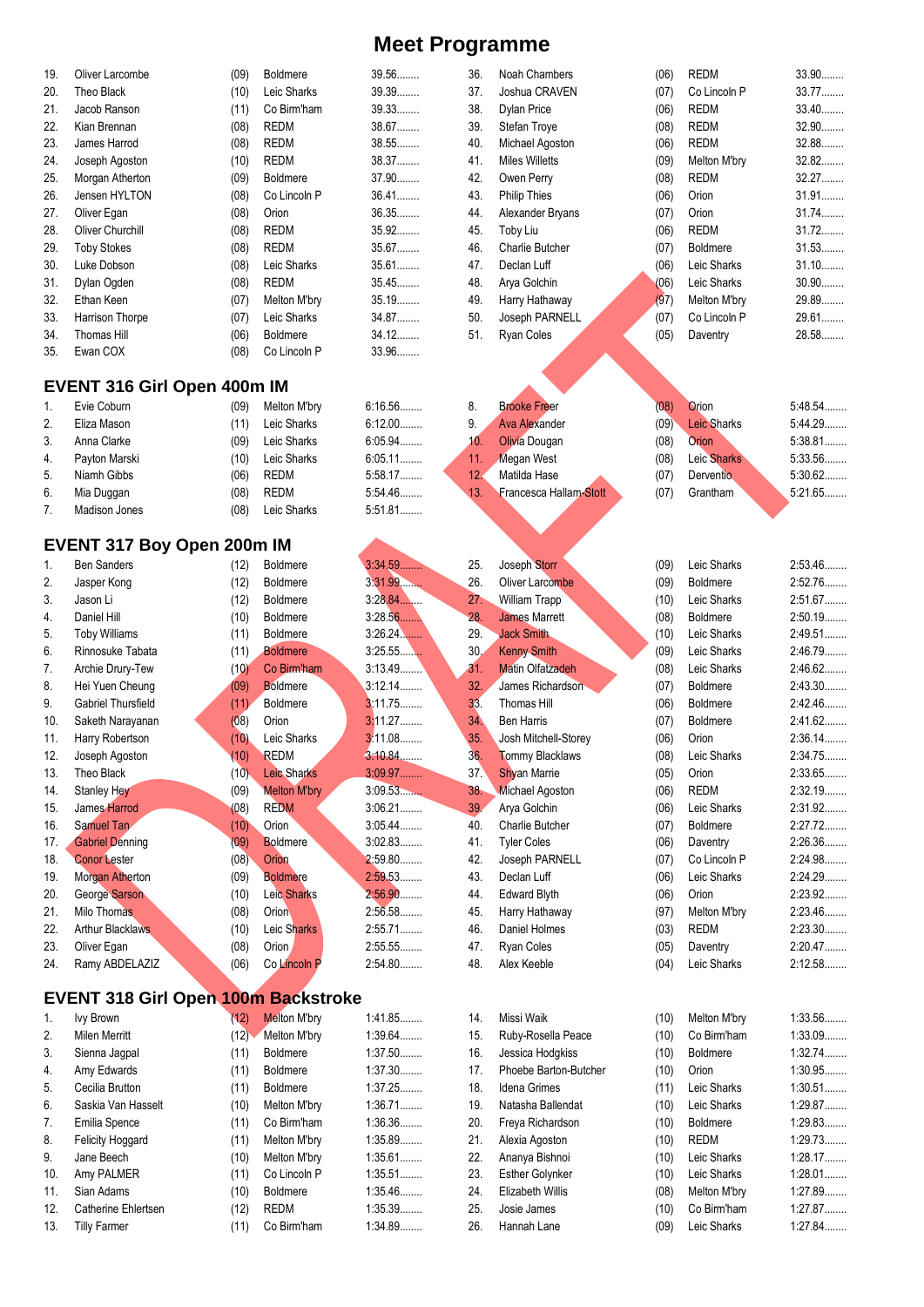# Meet Programme

| # | Name | Age | Club | Time |
|---|---|---|---|---|
| 19. | Oliver Larcombe | (09) | Boldmere | 39.56........ |
| 20. | Theo Black | (10) | Leic Sharks | 39.39........ |
| 21. | Jacob Ranson | (11) | Co Birm'ham | 39.33........ |
| 22. | Kian Brennan | (08) | REDM | 38.67........ |
| 23. | James Harrod | (08) | REDM | 38.55........ |
| 24. | Joseph Agoston | (10) | REDM | 38.37........ |
| 25. | Morgan Atherton | (09) | Boldmere | 37.90........ |
| 26. | Jensen HYLTON | (08) | Co Lincoln P | 36.41........ |
| 27. | Oliver Egan | (08) | Orion | 36.35........ |
| 28. | Oliver Churchill | (08) | REDM | 35.92........ |
| 29. | Toby Stokes | (08) | REDM | 35.67........ |
| 30. | Luke Dobson | (08) | Leic Sharks | 35.61........ |
| 31. | Dylan Ogden | (08) | REDM | 35.45........ |
| 32. | Ethan Keen | (07) | Melton M'bry | 35.19........ |
| 33. | Harrison Thorpe | (07) | Leic Sharks | 34.87........ |
| 34. | Thomas Hill | (06) | Boldmere | 34.12........ |
| 35. | Ewan COX | (08) | Co Lincoln P | 33.96........ |
| 36. | Noah Chambers | (06) | REDM | 33.90........ |
| 37. | Joshua CRAVEN | (07) | Co Lincoln P | 33.77........ |
| 38. | Dylan Price | (06) | REDM | 33.40........ |
| 39. | Stefan Troye | (08) | REDM | 32.90........ |
| 40. | Michael Agoston | (06) | REDM | 32.88........ |
| 41. | Miles Willetts | (09) | Melton M'bry | 32.82........ |
| 42. | Owen Perry | (08) | REDM | 32.27........ |
| 43. | Philip Thies | (06) | Orion | 31.91........ |
| 44. | Alexander Bryans | (07) | Orion | 31.74........ |
| 45. | Toby Liu | (06) | REDM | 31.72........ |
| 46. | Charlie Butcher | (07) | Boldmere | 31.53........ |
| 47. | Declan Luff | (06) | Leic Sharks | 31.10........ |
| 48. | Arya Golchin | (06) | Leic Sharks | 30.90........ |
| 49. | Harry Hathaway | (97) | Melton M'bry | 29.89........ |
| 50. | Joseph PARNELL | (07) | Co Lincoln P | 29.61........ |
| 51. | Ryan Coles | (05) | Daventry | 28.58........ |

## EVENT 316 Girl Open 400m IM

| # | Name | Age | Club | Time |
|---|---|---|---|---|
| 1. | Evie Coburn | (09) | Melton M'bry | 6:16.56........ |
| 2. | Eliza Mason | (11) | Leic Sharks | 6:12.00........ |
| 3. | Anna Clarke | (09) | Leic Sharks | 6:05.94........ |
| 4. | Payton Marski | (10) | Leic Sharks | 6:05.11........ |
| 5. | Niamh Gibbs | (06) | REDM | 5:58.17........ |
| 6. | Mia Duggan | (08) | REDM | 5:54.46........ |
| 7. | Madison Jones | (08) | Leic Sharks | 5:51.81........ |
| 8. | Brooke Freer | (08) | Orion | 5:48.54........ |
| 9. | Ava Alexander | (09) | Leic Sharks | 5:44.29........ |
| 10. | Olivia Dougan | (08) | Orion | 5:38.81........ |
| 11. | Megan West | (08) | Leic Sharks | 5:33.56........ |
| 12. | Matilda Hase | (07) | Derventio | 5:30.62........ |
| 13. | Francesca Hallam-Stott | (07) | Grantham | 5:21.65........ |

## EVENT 317 Boy Open 200m IM

| # | Name | Age | Club | Time |
|---|---|---|---|---|
| 1. | Ben Sanders | (12) | Boldmere | 3:34.59........ |
| 2. | Jasper Kong | (12) | Boldmere | 3:31.99........ |
| 3. | Jason Li | (12) | Boldmere | 3:28.84........ |
| 4. | Daniel Hill | (10) | Boldmere | 3:28.56........ |
| 5. | Toby Williams | (11) | Boldmere | 3:26.24........ |
| 6. | Rinnosuke Tabata | (11) | Boldmere | 3:25.55........ |
| 7. | Archie Drury-Tew | (10) | Co Birm'ham | 3:13.49........ |
| 8. | Hei Yuen Cheung | (09) | Boldmere | 3:12.14........ |
| 9. | Gabriel Thursfield | (11) | Boldmere | 3:11.75........ |
| 10. | Saketh Narayanan | (08) | Orion | 3:11.27........ |
| 11. | Harry Robertson | (10) | Leic Sharks | 3:11.08........ |
| 12. | Joseph Agoston | (10) | REDM | 3:10.84........ |
| 13. | Theo Black | (10) | Leic Sharks | 3:09.97........ |
| 14. | Stanley Hey | (09) | Melton M'bry | 3:09.53........ |
| 15. | James Harrod | (08) | REDM | 3:06.21........ |
| 16. | Samuel Tan | (10) | Orion | 3:05.44........ |
| 17. | Gabriel Denning | (09) | Boldmere | 3:02.83........ |
| 18. | Conor Lester | (08) | Orion | 2:59.80........ |
| 19. | Morgan Atherton | (09) | Boldmere | 2:59.53........ |
| 20. | George Sarson | (10) | Leic Sharks | 2:56.90........ |
| 21. | Milo Thomas | (08) | Orion | 2:56.58........ |
| 22. | Arthur Blacklaws | (10) | Leic Sharks | 2:55.71........ |
| 23. | Oliver Egan | (08) | Orion | 2:55.55........ |
| 24. | Ramy ABDELAZIZ | (06) | Co Lincoln P | 2:54.80........ |
| 25. | Joseph Storr | (09) | Leic Sharks | 2:53.46........ |
| 26. | Oliver Larcombe | (09) | Boldmere | 2:52.76........ |
| 27. | William Trapp | (10) | Leic Sharks | 2:51.67........ |
| 28. | James Marrett | (08) | Boldmere | 2:50.19........ |
| 29. | Jack Smith | (10) | Leic Sharks | 2:49.51........ |
| 30. | Kenny Smith | (09) | Leic Sharks | 2:46.79........ |
| 31. | Matin Olfatzadeh | (08) | Leic Sharks | 2:46.62........ |
| 32. | James Richardson | (07) | Boldmere | 2:43.30........ |
| 33. | Thomas Hill | (06) | Boldmere | 2:42.46........ |
| 34. | Ben Harris | (07) | Boldmere | 2:41.62........ |
| 35. | Josh Mitchell-Storey | (06) | Orion | 2:36.14........ |
| 36. | Tommy Blacklaws | (08) | Leic Sharks | 2:34.75........ |
| 37. | Shyan Marrie | (05) | Orion | 2:33.65........ |
| 38. | Michael Agoston | (06) | REDM | 2:32.19........ |
| 39. | Arya Golchin | (06) | Leic Sharks | 2:31.92........ |
| 40. | Charlie Butcher | (07) | Boldmere | 2:27.72........ |
| 41. | Tyler Coles | (06) | Daventry | 2:26.36........ |
| 42. | Joseph PARNELL | (07) | Co Lincoln P | 2:24.98........ |
| 43. | Declan Luff | (06) | Leic Sharks | 2:24.29........ |
| 44. | Edward Blyth | (06) | Orion | 2:23.92........ |
| 45. | Harry Hathaway | (97) | Melton M'bry | 2:23.46........ |
| 46. | Daniel Holmes | (03) | REDM | 2:23.30........ |
| 47. | Ryan Coles | (05) | Daventry | 2:20.47........ |
| 48. | Alex Keeble | (04) | Leic Sharks | 2:12.58........ |

## EVENT 318 Girl Open 100m Backstroke

| # | Name | Age | Club | Time |
|---|---|---|---|---|
| 1. | Ivy Brown | (12) | Melton M'bry | 1:41.85........ |
| 2. | Milen Merritt | (12) | Melton M'bry | 1:39.64........ |
| 3. | Sienna Jagpal | (11) | Boldmere | 1:37.50........ |
| 4. | Amy Edwards | (11) | Boldmere | 1:37.30........ |
| 5. | Cecilia Brutton | (11) | Boldmere | 1:37.25........ |
| 6. | Saskia Van Hasselt | (10) | Melton M'bry | 1:36.71........ |
| 7. | Emilia Spence | (11) | Co Birm'ham | 1:36.36........ |
| 8. | Felicity Hoggard | (11) | Melton M'bry | 1:35.89........ |
| 9. | Jane Beech | (10) | Melton M'bry | 1:35.61........ |
| 10. | Amy PALMER | (11) | Co Lincoln P | 1:35.51........ |
| 11. | Sian Adams | (10) | Boldmere | 1:35.46........ |
| 12. | Catherine Ehlertsen | (12) | REDM | 1:35.39........ |
| 13. | Tilly Farmer | (11) | Co Birm'ham | 1:34.89........ |
| 14. | Missi Waik | (10) | Melton M'bry | 1:33.56........ |
| 15. | Ruby-Rosella Peace | (10) | Co Birm'ham | 1:33.09........ |
| 16. | Jessica Hodgkiss | (10) | Boldmere | 1:32.74........ |
| 17. | Phoebe Barton-Butcher | (10) | Orion | 1:30.95........ |
| 18. | Idena Grimes | (11) | Leic Sharks | 1:30.51........ |
| 19. | Natasha Ballendat | (10) | Leic Sharks | 1:29.87........ |
| 20. | Freya Richardson | (10) | Boldmere | 1:29.83........ |
| 21. | Alexia Agoston | (10) | REDM | 1:29.73........ |
| 22. | Ananya Bishnoi | (10) | Leic Sharks | 1:28.17........ |
| 23. | Esther Golynker | (10) | Leic Sharks | 1:28.01........ |
| 24. | Elizabeth Willis | (08) | Melton M'bry | 1:27.89........ |
| 25. | Josie James | (10) | Co Birm'ham | 1:27.87........ |
| 26. | Hannah Lane | (09) | Leic Sharks | 1:27.84........ |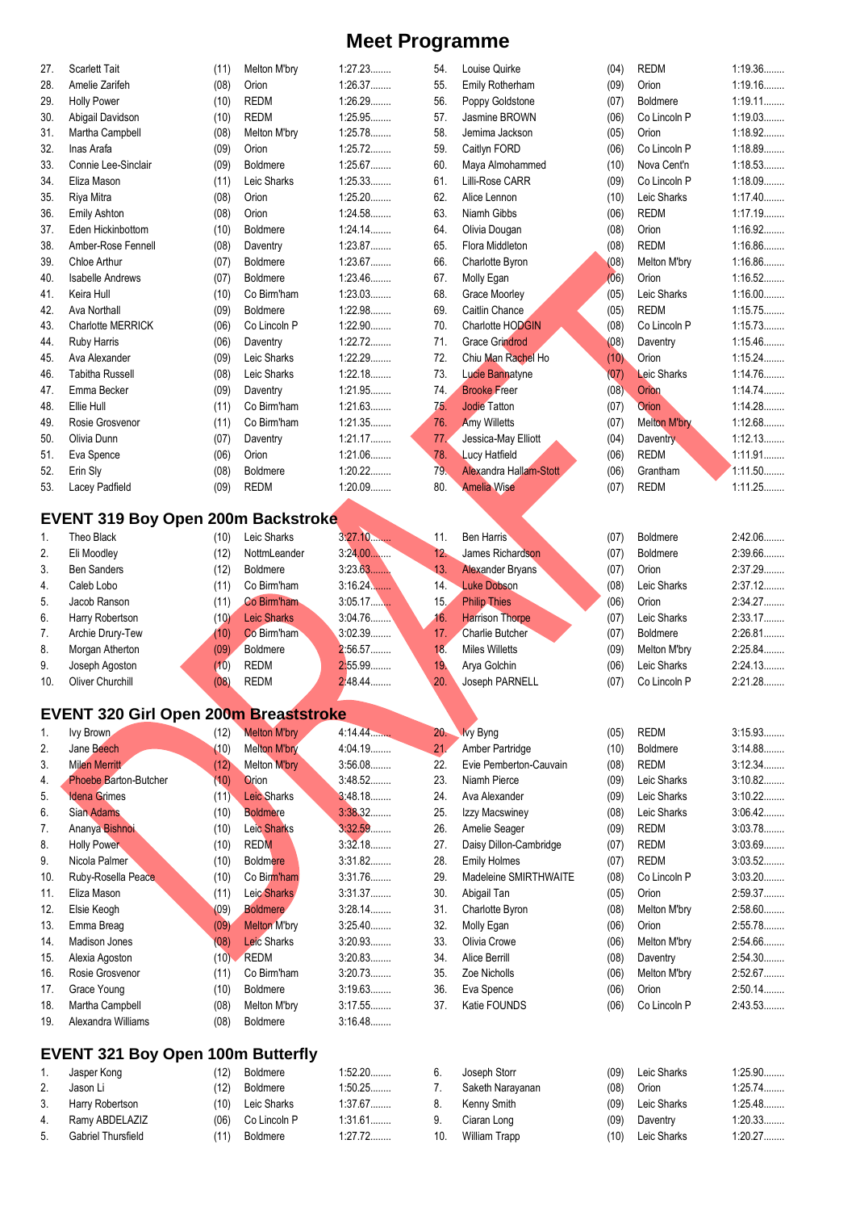# Meet Programme

| | Name | Age | Club | Time |
|---|---|---|---|---|
| 27. | Scarlett Tait | (11) | Melton M'bry | 1:27.23........ |
| 28. | Amelie Zarifeh | (08) | Orion | 1:26.37........ |
| 29. | Holly Power | (10) | REDM | 1:26.29........ |
| 30. | Abigail Davidson | (10) | REDM | 1:25.95........ |
| 31. | Martha Campbell | (08) | Melton M'bry | 1:25.78........ |
| 32. | Inas Arafa | (09) | Orion | 1:25.72........ |
| 33. | Connie Lee-Sinclair | (09) | Boldmere | 1:25.67........ |
| 34. | Eliza Mason | (11) | Leic Sharks | 1:25.33........ |
| 35. | Riya Mitra | (08) | Orion | 1:25.20........ |
| 36. | Emily Ashton | (08) | Orion | 1:24.58........ |
| 37. | Eden Hickinbottom | (10) | Boldmere | 1:24.14........ |
| 38. | Amber-Rose Fennell | (08) | Daventry | 1:23.87........ |
| 39. | Chloe Arthur | (07) | Boldmere | 1:23.67........ |
| 40. | Isabelle Andrews | (07) | Boldmere | 1:23.46........ |
| 41. | Keira Hull | (10) | Co Birm'ham | 1:23.03........ |
| 42. | Ava Northall | (09) | Boldmere | 1:22.98........ |
| 43. | Charlotte MERRICK | (06) | Co Lincoln P | 1:22.90........ |
| 44. | Ruby Harris | (06) | Daventry | 1:22.72........ |
| 45. | Ava Alexander | (09) | Leic Sharks | 1:22.29........ |
| 46. | Tabitha Russell | (08) | Leic Sharks | 1:22.18........ |
| 47. | Emma Becker | (09) | Daventry | 1:21.95........ |
| 48. | Ellie Hull | (11) | Co Birm'ham | 1:21.63........ |
| 49. | Rosie Grosvenor | (11) | Co Birm'ham | 1:21.35........ |
| 50. | Olivia Dunn | (07) | Daventry | 1:21.17........ |
| 51. | Eva Spence | (06) | Orion | 1:21.06........ |
| 52. | Erin Sly | (08) | Boldmere | 1:20.22........ |
| 53. | Lacey Padfield | (09) | REDM | 1:20.09........ |
| 54. | Louise Quirke | (04) | REDM | 1:19.36........ |
| 55. | Emily Rotherham | (09) | Orion | 1:19.16........ |
| 56. | Poppy Goldstone | (07) | Boldmere | 1:19.11........ |
| 57. | Jasmine BROWN | (06) | Co Lincoln P | 1:19.03........ |
| 58. | Jemima Jackson | (05) | Orion | 1:18.92........ |
| 59. | Caitlyn FORD | (06) | Co Lincoln P | 1:18.89........ |
| 60. | Maya Almohammed | (10) | Nova Cent'n | 1:18.53........ |
| 61. | Lilli-Rose CARR | (09) | Co Lincoln P | 1:18.09........ |
| 62. | Alice Lennon | (10) | Leic Sharks | 1:17.40........ |
| 63. | Niamh Gibbs | (06) | REDM | 1:17.19........ |
| 64. | Olivia Dougan | (08) | Orion | 1:16.92........ |
| 65. | Flora Middleton | (08) | REDM | 1:16.86........ |
| 66. | Charlotte Byron | (08) | Melton M'bry | 1:16.86........ |
| 67. | Molly Egan | (06) | Orion | 1:16.52........ |
| 68. | Grace Moorley | (05) | Leic Sharks | 1:16.00........ |
| 69. | Caitlin Chance | (05) | REDM | 1:15.75........ |
| 70. | Charlotte HODGIN | (08) | Co Lincoln P | 1:15.73........ |
| 71. | Grace Grindrod | (08) | Daventry | 1:15.46........ |
| 72. | Chiu Man Rachel Ho | (10) | Orion | 1:15.24........ |
| 73. | Lucie Bannatyne | (07) | Leic Sharks | 1:14.76........ |
| 74. | Brooke Freer | (08) | Orion | 1:14.74........ |
| 75. | Jodie Tatton | (07) | Orion | 1:14.28........ |
| 76. | Amy Willetts | (07) | Melton M'bry | 1:12.68........ |
| 77. | Jessica-May Elliott | (04) | Daventry | 1:12.13........ |
| 78. | Lucy Hatfield | (06) | REDM | 1:11.91........ |
| 79. | Alexandra Hallam-Stott | (06) | Grantham | 1:11.50........ |
| 80. | Amelia Wise | (07) | REDM | 1:11.25........ |

## EVENT 319 Boy Open 200m Backstroke

| | Name | Age | Club | Time |
|---|---|---|---|---|
| 1. | Theo Black | (10) | Leic Sharks | 3:27.10........ |
| 2. | Eli Moodley | (12) | NottmLeander | 3:24.00........ |
| 3. | Ben Sanders | (12) | Boldmere | 3:23.63........ |
| 4. | Caleb Lobo | (11) | Co Birm'ham | 3:16.24........ |
| 5. | Jacob Ranson | (11) | Co Birm'ham | 3:05.17........ |
| 6. | Harry Robertson | (10) | Leic Sharks | 3:04.76........ |
| 7. | Archie Drury-Tew | (10) | Co Birm'ham | 3:02.39........ |
| 8. | Morgan Atherton | (09) | Boldmere | 2:56.57........ |
| 9. | Joseph Agoston | (10) | REDM | 2:55.99........ |
| 10. | Oliver Churchill | (08) | REDM | 2:48.44........ |
| 11. | Ben Harris | (07) | Boldmere | 2:42.06........ |
| 12. | James Richardson | (07) | Boldmere | 2:39.66........ |
| 13. | Alexander Bryans | (07) | Orion | 2:37.29........ |
| 14. | Luke Dobson | (08) | Leic Sharks | 2:37.12........ |
| 15. | Philip Thies | (06) | Orion | 2:34.27........ |
| 16. | Harrison Thorpe | (07) | Leic Sharks | 2:33.17........ |
| 17. | Charlie Butcher | (07) | Boldmere | 2:26.81........ |
| 18. | Miles Willetts | (09) | Melton M'bry | 2:25.84........ |
| 19. | Arya Golchin | (06) | Leic Sharks | 2:24.13........ |
| 20. | Joseph PARNELL | (07) | Co Lincoln P | 2:21.28........ |

## EVENT 320 Girl Open 200m Breaststroke

| | Name | Age | Club | Time |
|---|---|---|---|---|
| 1. | Ivy Brown | (12) | Melton M'bry | 4:14.44........ |
| 2. | Jane Beech | (10) | Melton M'bry | 4:04.19........ |
| 3. | Milen Merritt | (12) | Melton M'bry | 3:56.08........ |
| 4. | Phoebe Barton-Butcher | (10) | Orion | 3:48.52........ |
| 5. | Idena Grimes | (11) | Leic Sharks | 3:48.18........ |
| 6. | Sian Adams | (10) | Boldmere | 3:38.32........ |
| 7. | Ananya Bishnoi | (10) | Leic Sharks | 3:32.59........ |
| 8. | Holly Power | (10) | REDM | 3:32.18........ |
| 9. | Nicola Palmer | (10) | Boldmere | 3:31.82........ |
| 10. | Ruby-Rosella Peace | (10) | Co Birm'ham | 3:31.76........ |
| 11. | Eliza Mason | (11) | Leic Sharks | 3:31.37........ |
| 12. | Elsie Keogh | (09) | Boldmere | 3:28.14........ |
| 13. | Emma Breag | (09) | Melton M'bry | 3:25.40........ |
| 14. | Madison Jones | (08) | Leic Sharks | 3:20.93........ |
| 15. | Alexia Agoston | (10) | REDM | 3:20.83........ |
| 16. | Rosie Grosvenor | (11) | Co Birm'ham | 3:20.73........ |
| 17. | Grace Young | (10) | Boldmere | 3:19.63........ |
| 18. | Martha Campbell | (08) | Melton M'bry | 3:17.55........ |
| 19. | Alexandra Williams | (08) | Boldmere | 3:16.48........ |
| 20. | Ivy Byng | (05) | REDM | 3:15.93........ |
| 21. | Amber Partridge | (10) | Boldmere | 3:14.88........ |
| 22. | Evie Pemberton-Cauvain | (08) | REDM | 3:12.34........ |
| 23. | Niamh Pierce | (09) | Leic Sharks | 3:10.82........ |
| 24. | Ava Alexander | (09) | Leic Sharks | 3:10.22........ |
| 25. | Izzy Macswiney | (08) | Leic Sharks | 3:06.42........ |
| 26. | Amelie Seager | (09) | REDM | 3:03.78........ |
| 27. | Daisy Dillon-Cambridge | (07) | REDM | 3:03.69........ |
| 28. | Emily Holmes | (07) | REDM | 3:03.52........ |
| 29. | Madeleine SMIRTHWAITE | (08) | Co Lincoln P | 3:03.20........ |
| 30. | Abigail Tan | (05) | Orion | 2:59.37........ |
| 31. | Charlotte Byron | (08) | Melton M'bry | 2:58.60........ |
| 32. | Molly Egan | (06) | Orion | 2:55.78........ |
| 33. | Olivia Crowe | (06) | Melton M'bry | 2:54.66........ |
| 34. | Alice Berrill | (08) | Daventry | 2:54.30........ |
| 35. | Zoe Nicholls | (06) | Melton M'bry | 2:52.67........ |
| 36. | Eva Spence | (06) | Orion | 2:50.14........ |
| 37. | Katie FOUNDS | (06) | Co Lincoln P | 2:43.53........ |

## EVENT 321 Boy Open 100m Butterfly

| | Name | Age | Club | Time |
|---|---|---|---|---|
| 1. | Jasper Kong | (12) | Boldmere | 1:52.20........ |
| 2. | Jason Li | (12) | Boldmere | 1:50.25........ |
| 3. | Harry Robertson | (10) | Leic Sharks | 1:37.67........ |
| 4. | Ramy ABDELAZIZ | (06) | Co Lincoln P | 1:31.61........ |
| 5. | Gabriel Thursfield | (11) | Boldmere | 1:27.72........ |
| 6. | Joseph Storr | (09) | Leic Sharks | 1:25.90........ |
| 7. | Saketh Narayanan | (08) | Orion | 1:25.74........ |
| 8. | Kenny Smith | (09) | Leic Sharks | 1:25.48........ |
| 9. | Ciaran Long | (09) | Daventry | 1:20.33........ |
| 10. | William Trapp | (10) | Leic Sharks | 1:20.27........ |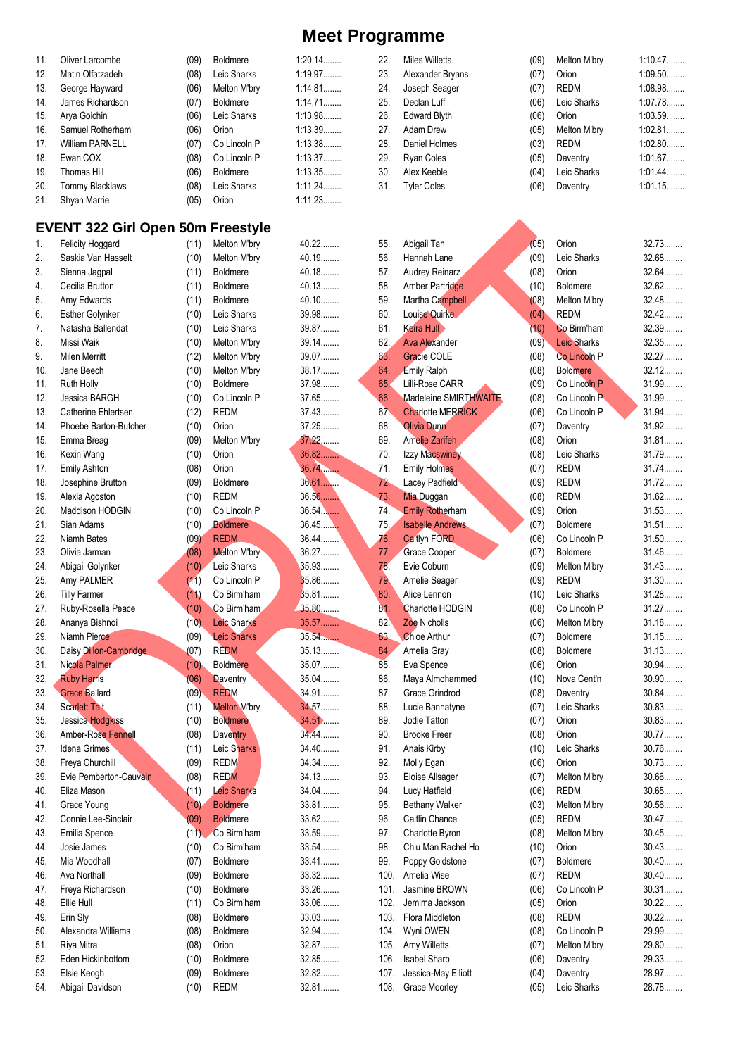# Meet Programme

| | | | | |
|---|---|---|---|---|
| 11. | Oliver Larcombe | (09) | Boldmere | 1:20.14........ |
| 12. | Matin Olfatzadeh | (08) | Leic Sharks | 1:19.97........ |
| 13. | George Hayward | (06) | Melton M'bry | 1:14.81........ |
| 14. | James Richardson | (07) | Boldmere | 1:14.71........ |
| 15. | Arya Golchin | (06) | Leic Sharks | 1:13.98........ |
| 16. | Samuel Rotherham | (06) | Orion | 1:13.39........ |
| 17. | William PARNELL | (07) | Co Lincoln P | 1:13.38........ |
| 18. | Ewan COX | (08) | Co Lincoln P | 1:13.37........ |
| 19. | Thomas Hill | (06) | Boldmere | 1:13.35........ |
| 20. | Tommy Blacklaws | (08) | Leic Sharks | 1:11.24........ |
| 21. | Shyan Marrie | (05) | Orion | 1:11.23........ |
| 22. | Miles Willetts | (09) | Melton M'bry | 1:10.47........ |
| 23. | Alexander Bryans | (07) | Orion | 1:09.50........ |
| 24. | Joseph Seager | (07) | REDM | 1:08.98........ |
| 25. | Declan Luff | (06) | Leic Sharks | 1:07.78........ |
| 26. | Edward Blyth | (06) | Orion | 1:03.59........ |
| 27. | Adam Drew | (05) | Melton M'bry | 1:02.81........ |
| 28. | Daniel Holmes | (03) | REDM | 1:02.80........ |
| 29. | Ryan Coles | (05) | Daventry | 1:01.67........ |
| 30. | Alex Keeble | (04) | Leic Sharks | 1:01.44........ |
| 31. | Tyler Coles | (06) | Daventry | 1:01.15........ |

## EVENT 322 Girl Open 50m Freestyle

| | | | | |
|---|---|---|---|---|
| 1. | Felicity Hoggard | (11) | Melton M'bry | 40.22........ |
| 2. | Saskia Van Hasselt | (10) | Melton M'bry | 40.19........ |
| 3. | Sienna Jagpal | (11) | Boldmere | 40.18........ |
| 4. | Cecilia Brutton | (11) | Boldmere | 40.13........ |
| 5. | Amy Edwards | (11) | Boldmere | 40.10........ |
| 6. | Esther Golynker | (10) | Leic Sharks | 39.98........ |
| 7. | Natasha Ballendat | (10) | Leic Sharks | 39.87........ |
| 8. | Missi Waik | (10) | Melton M'bry | 39.14........ |
| 9. | Milen Merritt | (12) | Melton M'bry | 39.07........ |
| 10. | Jane Beech | (10) | Melton M'bry | 38.17........ |
| 11. | Ruth Holly | (10) | Boldmere | 37.98........ |
| 12. | Jessica BARGH | (10) | Co Lincoln P | 37.65........ |
| 13. | Catherine Ehlertsen | (12) | REDM | 37.43........ |
| 14. | Phoebe Barton-Butcher | (10) | Orion | 37.25........ |
| 15. | Emma Breag | (09) | Melton M'bry | 37.22........ |
| 16. | Kexin Wang | (10) | Orion | 36.82........ |
| 17. | Emily Ashton | (08) | Orion | 36.74........ |
| 18. | Josephine Brutton | (09) | Boldmere | 36.61........ |
| 19. | Alexia Agoston | (10) | REDM | 36.56........ |
| 20. | Maddison HODGIN | (10) | Co Lincoln P | 36.54........ |
| 21. | Sian Adams | (10) | Boldmere | 36.45........ |
| 22. | Niamh Bates | (09) | REDM | 36.44........ |
| 23. | Olivia Jarman | (08) | Melton M'bry | 36.27........ |
| 24. | Abigail Golynker | (10) | Leic Sharks | 35.93........ |
| 25. | Amy PALMER | (11) | Co Lincoln P | 35.86........ |
| 26. | Tilly Farmer | (11) | Co Birm'ham | 35.81........ |
| 27. | Ruby-Rosella Peace | (10) | Co Birm'ham | 35.80........ |
| 28. | Ananya Bishnoi | (10) | Leic Sharks | 35.57........ |
| 29. | Niamh Pierce | (09) | Leic Sharks | 35.54........ |
| 30. | Daisy Dillon-Cambridge | (07) | REDM | 35.13........ |
| 31. | Nicola Palmer | (10) | Boldmere | 35.07........ |
| 32. | Ruby Harris | (06) | Daventry | 35.04........ |
| 33. | Grace Ballard | (09) | REDM | 34.91........ |
| 34. | Scarlett Tait | (11) | Melton M'bry | 34.57........ |
| 35. | Jessica Hodgkiss | (10) | Boldmere | 34.51........ |
| 36. | Amber-Rose Fennell | (08) | Daventry | 34.44........ |
| 37. | Idena Grimes | (11) | Leic Sharks | 34.40........ |
| 38. | Freya Churchill | (09) | REDM | 34.34........ |
| 39. | Evie Pemberton-Cauvain | (08) | REDM | 34.13........ |
| 40. | Eliza Mason | (11) | Leic Sharks | 34.04........ |
| 41. | Grace Young | (10) | Boldmere | 33.81........ |
| 42. | Connie Lee-Sinclair | (09) | Boldmere | 33.62........ |
| 43. | Emilia Spence | (11) | Co Birm'ham | 33.59........ |
| 44. | Josie James | (10) | Co Birm'ham | 33.54........ |
| 45. | Mia Woodhall | (07) | Boldmere | 33.41........ |
| 46. | Ava Northall | (09) | Boldmere | 33.32........ |
| 47. | Freya Richardson | (10) | Boldmere | 33.26........ |
| 48. | Ellie Hull | (11) | Co Birm'ham | 33.06........ |
| 49. | Erin Sly | (08) | Boldmere | 33.03........ |
| 50. | Alexandra Williams | (08) | Boldmere | 32.94........ |
| 51. | Riya Mitra | (08) | Orion | 32.87........ |
| 52. | Eden Hickinbottom | (10) | Boldmere | 32.85........ |
| 53. | Elsie Keogh | (09) | Boldmere | 32.82........ |
| 54. | Abigail Davidson | (10) | REDM | 32.81........ |
| 55. | Abigail Tan | (05) | Orion | 32.73........ |
| 56. | Hannah Lane | (09) | Leic Sharks | 32.68........ |
| 57. | Audrey Reinarz | (08) | Orion | 32.64........ |
| 58. | Amber Partridge | (10) | Boldmere | 32.62........ |
| 59. | Martha Campbell | (08) | Melton M'bry | 32.48........ |
| 60. | Louise Quirke | (04) | REDM | 32.42........ |
| 61. | Keira Hull | (10) | Co Birm'ham | 32.39........ |
| 62. | Ava Alexander | (09) | Leic Sharks | 32.35........ |
| 63. | Gracie COLE | (08) | Co Lincoln P | 32.27........ |
| 64. | Emily Ralph | (08) | Boldmere | 32.12........ |
| 65. | Lilli-Rose CARR | (09) | Co Lincoln P | 31.99........ |
| 66. | Madeleine SMIRTHWAITE | (08) | Co Lincoln P | 31.99........ |
| 67. | Charlotte MERRICK | (06) | Co Lincoln P | 31.94........ |
| 68. | Olivia Dunn | (07) | Daventry | 31.92........ |
| 69. | Amelie Zarifeh | (08) | Orion | 31.81........ |
| 70. | Izzy Macswiney | (08) | Leic Sharks | 31.79........ |
| 71. | Emily Holmes | (07) | REDM | 31.74........ |
| 72. | Lacey Padfield | (09) | REDM | 31.72........ |
| 73. | Mia Duggan | (08) | REDM | 31.62........ |
| 74. | Emily Rotherham | (09) | Orion | 31.53........ |
| 75. | Isabelle Andrews | (07) | Boldmere | 31.51........ |
| 76. | Caitlyn FORD | (06) | Co Lincoln P | 31.50........ |
| 77. | Grace Cooper | (07) | Boldmere | 31.46........ |
| 78. | Evie Coburn | (09) | Melton M'bry | 31.43........ |
| 79. | Amelie Seager | (09) | REDM | 31.30........ |
| 80. | Alice Lennon | (10) | Leic Sharks | 31.28........ |
| 81. | Charlotte HODGIN | (08) | Co Lincoln P | 31.27........ |
| 82. | Zoe Nicholls | (06) | Melton M'bry | 31.18........ |
| 83. | Chloe Arthur | (07) | Boldmere | 31.15........ |
| 84. | Amelia Gray | (08) | Boldmere | 31.13........ |
| 85. | Eva Spence | (06) | Orion | 30.94........ |
| 86. | Maya Almohammed | (10) | Nova Cent'n | 30.90........ |
| 87. | Grace Grindrod | (08) | Daventry | 30.84........ |
| 88. | Lucie Bannatyne | (07) | Leic Sharks | 30.83........ |
| 89. | Jodie Tatton | (07) | Orion | 30.83........ |
| 90. | Brooke Freer | (08) | Orion | 30.77........ |
| 91. | Anais Kirby | (10) | Leic Sharks | 30.76........ |
| 92. | Molly Egan | (06) | Orion | 30.73........ |
| 93. | Eloise Allsager | (07) | Melton M'bry | 30.66........ |
| 94. | Lucy Hatfield | (06) | REDM | 30.65........ |
| 95. | Bethany Walker | (03) | Melton M'bry | 30.56........ |
| 96. | Caitlin Chance | (05) | REDM | 30.47........ |
| 97. | Charlotte Byron | (08) | Melton M'bry | 30.45........ |
| 98. | Chiu Man Rachel Ho | (10) | Orion | 30.43........ |
| 99. | Poppy Goldstone | (07) | Boldmere | 30.40........ |
| 100. | Amelia Wise | (07) | REDM | 30.40........ |
| 101. | Jasmine BROWN | (06) | Co Lincoln P | 30.31........ |
| 102. | Jemima Jackson | (05) | Orion | 30.22........ |
| 103. | Flora Middleton | (08) | REDM | 30.22........ |
| 104. | Wyni OWEN | (08) | Co Lincoln P | 29.99........ |
| 105. | Amy Willetts | (07) | Melton M'bry | 29.80........ |
| 106. | Isabel Sharp | (06) | Daventry | 29.33........ |
| 107. | Jessica-May Elliott | (04) | Daventry | 28.97........ |
| 108. | Grace Moorley | (05) | Leic Sharks | 28.78........ |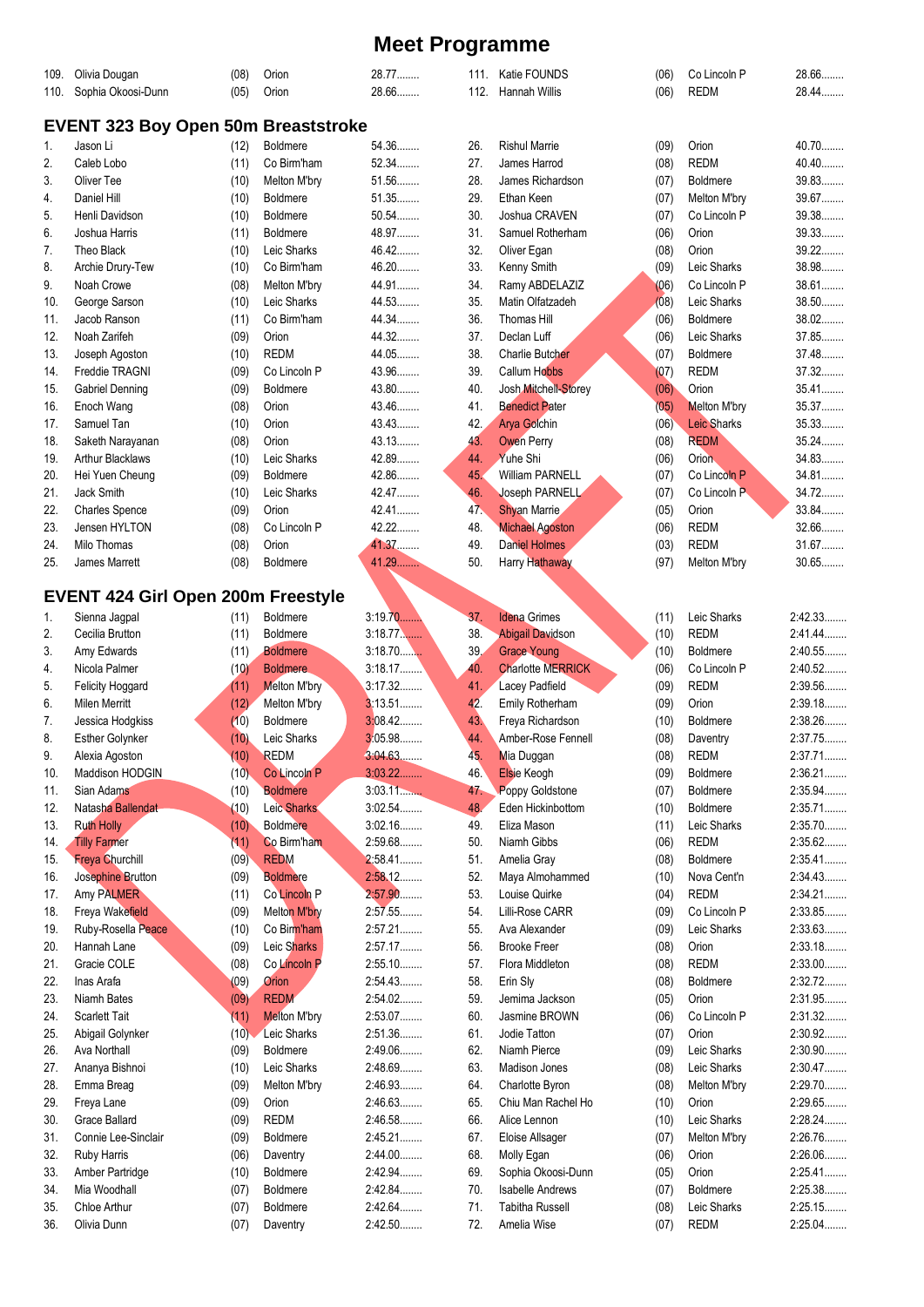# Meet Programme

| # | Name | Age | Club | Time |
|---|---|---|---|---|
| 109. | Olivia Dougan | (08) | Orion | 28.77........ |
| 110. | Sophia Okoosi-Dunn | (05) | Orion | 28.66........ |
| 111. | Katie FOUNDS | (06) | Co Lincoln P | 28.66........ |
| 112. | Hannah Willis | (06) | REDM | 28.44........ |

## EVENT 323 Boy Open 50m Breaststroke

| # | Name | Age | Club | Time |
|---|---|---|---|---|
| 1. | Jason Li | (12) | Boldmere | 54.36........ |
| 2. | Caleb Lobo | (11) | Co Birm'ham | 52.34........ |
| 3. | Oliver Tee | (10) | Melton M'bry | 51.56........ |
| 4. | Daniel Hill | (10) | Boldmere | 51.35........ |
| 5. | Henli Davidson | (10) | Boldmere | 50.54........ |
| 6. | Joshua Harris | (11) | Boldmere | 48.97........ |
| 7. | Theo Black | (10) | Leic Sharks | 46.42........ |
| 8. | Archie Drury-Tew | (10) | Co Birm'ham | 46.20........ |
| 9. | Noah Crowe | (08) | Melton M'bry | 44.91........ |
| 10. | George Sarson | (10) | Leic Sharks | 44.53........ |
| 11. | Jacob Ranson | (11) | Co Birm'ham | 44.34........ |
| 12. | Noah Zarifeh | (09) | Orion | 44.32........ |
| 13. | Joseph Agoston | (10) | REDM | 44.05........ |
| 14. | Freddie TRAGNI | (09) | Co Lincoln P | 43.96........ |
| 15. | Gabriel Denning | (09) | Boldmere | 43.80........ |
| 16. | Enoch Wang | (08) | Orion | 43.46........ |
| 17. | Samuel Tan | (10) | Orion | 43.43........ |
| 18. | Saketh Narayanan | (08) | Orion | 43.13........ |
| 19. | Arthur Blacklaws | (10) | Leic Sharks | 42.89........ |
| 20. | Hei Yuen Cheung | (09) | Boldmere | 42.86........ |
| 21. | Jack Smith | (10) | Leic Sharks | 42.47........ |
| 22. | Charles Spence | (09) | Orion | 42.41........ |
| 23. | Jensen HYLTON | (08) | Co Lincoln P | 42.22........ |
| 24. | Milo Thomas | (08) | Orion | 41.37........ |
| 25. | James Marrett | (08) | Boldmere | 41.29........ |
| 26. | Rishul Marrie | (09) | Orion | 40.70........ |
| 27. | James Harrod | (08) | REDM | 40.40........ |
| 28. | James Richardson | (07) | Boldmere | 39.83........ |
| 29. | Ethan Keen | (07) | Melton M'bry | 39.67........ |
| 30. | Joshua CRAVEN | (07) | Co Lincoln P | 39.38........ |
| 31. | Samuel Rotherham | (06) | Orion | 39.33........ |
| 32. | Oliver Egan | (08) | Orion | 39.22........ |
| 33. | Kenny Smith | (09) | Leic Sharks | 38.98........ |
| 34. | Ramy ABDELAZIZ | (06) | Co Lincoln P | 38.61........ |
| 35. | Matin Olfatzadeh | (08) | Leic Sharks | 38.50........ |
| 36. | Thomas Hill | (06) | Boldmere | 38.02........ |
| 37. | Declan Luff | (06) | Leic Sharks | 37.85........ |
| 38. | Charlie Butcher | (07) | Boldmere | 37.48........ |
| 39. | Callum Hobbs | (07) | REDM | 37.32........ |
| 40. | Josh Mitchell-Storey | (06) | Orion | 35.41........ |
| 41. | Benedict Pater | (05) | Melton M'bry | 35.37........ |
| 42. | Arya Golchin | (06) | Leic Sharks | 35.33........ |
| 43. | Owen Perry | (08) | REDM | 35.24........ |
| 44. | Yuhe Shi | (06) | Orion | 34.83........ |
| 45. | William PARNELL | (07) | Co Lincoln P | 34.81........ |
| 46. | Joseph PARNELL | (07) | Co Lincoln P | 34.72........ |
| 47. | Shyan Marrie | (05) | Orion | 33.84........ |
| 48. | Michael Agoston | (06) | REDM | 32.66........ |
| 49. | Daniel Holmes | (03) | REDM | 31.67........ |
| 50. | Harry Hathaway | (97) | Melton M'bry | 30.65........ |

## EVENT 424 Girl Open 200m Freestyle

| # | Name | Age | Club | Time |
|---|---|---|---|---|
| 1. | Sienna Jagpal | (11) | Boldmere | 3:19.70........ |
| 2. | Cecilia Brutton | (11) | Boldmere | 3:18.77........ |
| 3. | Amy Edwards | (11) | Boldmere | 3:18.70........ |
| 4. | Nicola Palmer | (10) | Boldmere | 3:18.17........ |
| 5. | Felicity Hoggard | (11) | Melton M'bry | 3:17.32........ |
| 6. | Milen Merritt | (12) | Melton M'bry | 3:13.51........ |
| 7. | Jessica Hodgkiss | (10) | Boldmere | 3:08.42........ |
| 8. | Esther Golynker | (10) | Leic Sharks | 3:05.98........ |
| 9. | Alexia Agoston | (10) | REDM | 3:04.63........ |
| 10. | Maddison HODGIN | (10) | Co Lincoln P | 3:03.22........ |
| 11. | Sian Adams | (10) | Boldmere | 3:03.11........ |
| 12. | Natasha Ballendat | (10) | Leic Sharks | 3:02.54........ |
| 13. | Ruth Holly | (10) | Boldmere | 3:02.16........ |
| 14. | Tilly Farmer | (11) | Co Birm'ham | 2:59.68........ |
| 15. | Freya Churchill | (09) | REDM | 2:58.41........ |
| 16. | Josephine Brutton | (09) | Boldmere | 2:58.12........ |
| 17. | Amy PALMER | (11) | Co Lincoln P | 2:57.90........ |
| 18. | Freya Wakefield | (09) | Melton M'bry | 2:57.55........ |
| 19. | Ruby-Rosella Peace | (10) | Co Birm'ham | 2:57.21........ |
| 20. | Hannah Lane | (09) | Leic Sharks | 2:57.17........ |
| 21. | Gracie COLE | (08) | Co Lincoln P | 2:55.10........ |
| 22. | Inas Arafa | (09) | Orion | 2:54.43........ |
| 23. | Niamh Bates | (09) | REDM | 2:54.02........ |
| 24. | Scarlett Tait | (11) | Melton M'bry | 2:53.07........ |
| 25. | Abigail Golynker | (10) | Leic Sharks | 2:51.36........ |
| 26. | Ava Northall | (09) | Boldmere | 2:49.06........ |
| 27. | Ananya Bishnoi | (10) | Leic Sharks | 2:48.69........ |
| 28. | Emma Breag | (09) | Melton M'bry | 2:46.93........ |
| 29. | Freya Lane | (09) | Orion | 2:46.63........ |
| 30. | Grace Ballard | (09) | REDM | 2:46.58........ |
| 31. | Connie Lee-Sinclair | (09) | Boldmere | 2:45.21........ |
| 32. | Ruby Harris | (06) | Daventry | 2:44.00........ |
| 33. | Amber Partridge | (10) | Boldmere | 2:42.94........ |
| 34. | Mia Woodhall | (07) | Boldmere | 2:42.84........ |
| 35. | Chloe Arthur | (07) | Boldmere | 2:42.64........ |
| 36. | Olivia Dunn | (07) | Daventry | 2:42.50........ |
| 37. | Idena Grimes | (11) | Leic Sharks | 2:42.33........ |
| 38. | Abigail Davidson | (10) | REDM | 2:41.44........ |
| 39. | Grace Young | (10) | Boldmere | 2:40.55........ |
| 40. | Charlotte MERRICK | (06) | Co Lincoln P | 2:40.52........ |
| 41. | Lacey Padfield | (09) | REDM | 2:39.56........ |
| 42. | Emily Rotherham | (09) | Orion | 2:39.18........ |
| 43. | Freya Richardson | (10) | Boldmere | 2:38.26........ |
| 44. | Amber-Rose Fennell | (08) | Daventry | 2:37.75........ |
| 45. | Mia Duggan | (08) | REDM | 2:37.71........ |
| 46. | Elsie Keogh | (09) | Boldmere | 2:36.21........ |
| 47. | Poppy Goldstone | (07) | Boldmere | 2:35.94........ |
| 48. | Eden Hickinbottom | (10) | Boldmere | 2:35.71........ |
| 49. | Eliza Mason | (11) | Leic Sharks | 2:35.70........ |
| 50. | Niamh Gibbs | (06) | REDM | 2:35.62........ |
| 51. | Amelia Gray | (08) | Boldmere | 2:35.41........ |
| 52. | Maya Almohammed | (10) | Nova Cent'n | 2:34.43........ |
| 53. | Louise Quirke | (04) | REDM | 2:34.21........ |
| 54. | Lilli-Rose CARR | (09) | Co Lincoln P | 2:33.85........ |
| 55. | Ava Alexander | (09) | Leic Sharks | 2:33.63........ |
| 56. | Brooke Freer | (08) | Orion | 2:33.18........ |
| 57. | Flora Middleton | (08) | REDM | 2:33.00........ |
| 58. | Erin Sly | (08) | Boldmere | 2:32.72........ |
| 59. | Jemima Jackson | (05) | Orion | 2:31.95........ |
| 60. | Jasmine BROWN | (06) | Co Lincoln P | 2:31.32........ |
| 61. | Jodie Tatton | (07) | Orion | 2:30.92........ |
| 62. | Niamh Pierce | (09) | Leic Sharks | 2:30.90........ |
| 63. | Madison Jones | (08) | Leic Sharks | 2:30.47........ |
| 64. | Charlotte Byron | (08) | Melton M'bry | 2:29.70........ |
| 65. | Chiu Man Rachel Ho | (10) | Orion | 2:29.65........ |
| 66. | Alice Lennon | (10) | Leic Sharks | 2:28.24........ |
| 67. | Eloise Allsager | (07) | Melton M'bry | 2:26.76........ |
| 68. | Molly Egan | (06) | Orion | 2:26.06........ |
| 69. | Sophia Okoosi-Dunn | (05) | Orion | 2:25.41........ |
| 70. | Isabelle Andrews | (07) | Boldmere | 2:25.38........ |
| 71. | Tabitha Russell | (08) | Leic Sharks | 2:25.15........ |
| 72. | Amelia Wise | (07) | REDM | 2:25.04........ |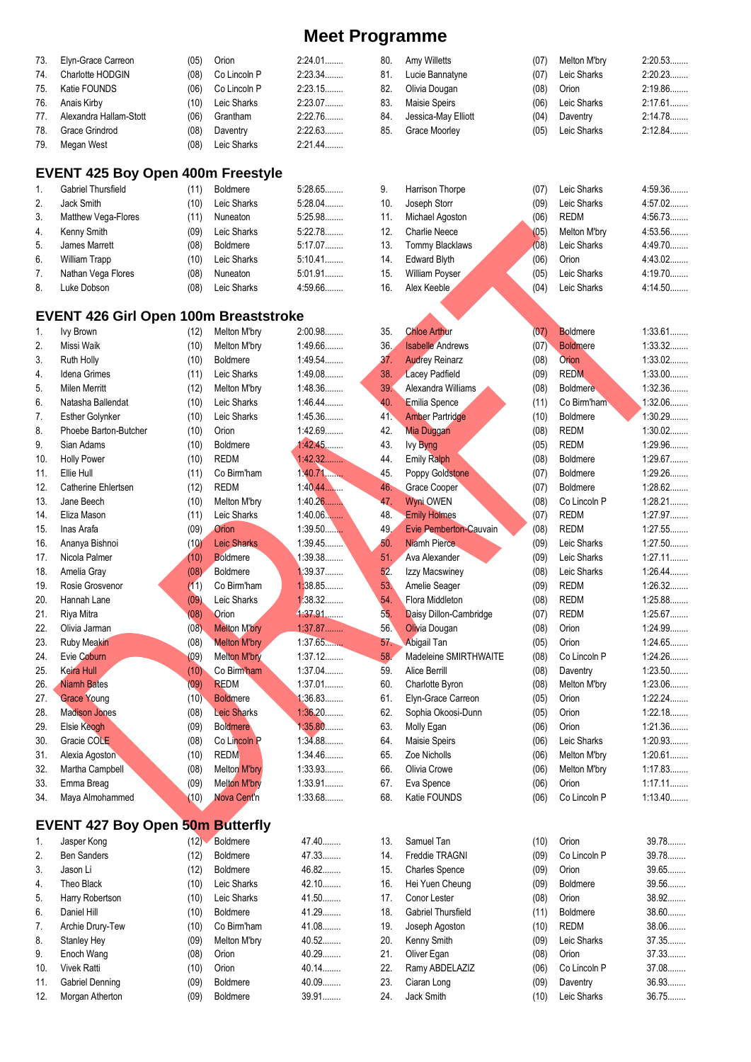# Meet Programme

| | | | | |
|---|---|---|---|---|
| 73. | Elyn-Grace Carreon | (05) | Orion | 2:24.01........ |
| 74. | Charlotte HODGIN | (08) | Co Lincoln P | 2:23.34........ |
| 75. | Katie FOUNDS | (06) | Co Lincoln P | 2:23.15........ |
| 76. | Anais Kirby | (10) | Leic Sharks | 2:23.07........ |
| 77. | Alexandra Hallam-Stott | (06) | Grantham | 2:22.76........ |
| 78. | Grace Grindrod | (08) | Daventry | 2:22.63........ |
| 79. | Megan West | (08) | Leic Sharks | 2:21.44........ |
| 80. | Amy Willetts | (07) | Melton M'bry | 2:20.53........ |
| 81. | Lucie Bannatyne | (07) | Leic Sharks | 2:20.23........ |
| 82. | Olivia Dougan | (08) | Orion | 2:19.86........ |
| 83. | Maisie Speirs | (06) | Leic Sharks | 2:17.61........ |
| 84. | Jessica-May Elliott | (04) | Daventry | 2:14.78........ |
| 85. | Grace Moorley | (05) | Leic Sharks | 2:12.84........ |

## EVENT 425 Boy Open 400m Freestyle

| | | | | |
|---|---|---|---|---|
| 1. | Gabriel Thursfield | (11) | Boldmere | 5:28.65........ |
| 2. | Jack Smith | (10) | Leic Sharks | 5:28.04........ |
| 3. | Matthew Vega-Flores | (11) | Nuneaton | 5:25.98........ |
| 4. | Kenny Smith | (09) | Leic Sharks | 5:22.78........ |
| 5. | James Marrett | (08) | Boldmere | 5:17.07........ |
| 6. | William Trapp | (10) | Leic Sharks | 5:10.41........ |
| 7. | Nathan Vega Flores | (08) | Nuneaton | 5:01.91........ |
| 8. | Luke Dobson | (08) | Leic Sharks | 4:59.66........ |
| 9. | Harrison Thorpe | (07) | Leic Sharks | 4:59.36........ |
| 10. | Joseph Storr | (09) | Leic Sharks | 4:57.02........ |
| 11. | Michael Agoston | (06) | REDM | 4:56.73........ |
| 12. | Charlie Neece | (05) | Melton M'bry | 4:53.56........ |
| 13. | Tommy Blacklaws | (08) | Leic Sharks | 4:49.70........ |
| 14. | Edward Blyth | (06) | Orion | 4:43.02........ |
| 15. | William Poyser | (05) | Leic Sharks | 4:19.70........ |
| 16. | Alex Keeble | (04) | Leic Sharks | 4:14.50........ |

## EVENT 426 Girl Open 100m Breaststroke

| | | | | |
|---|---|---|---|---|
| 1. | Ivy Brown | (12) | Melton M'bry | 2:00.98........ |
| 2. | Missi Waik | (10) | Melton M'bry | 1:49.66........ |
| 3. | Ruth Holly | (10) | Boldmere | 1:49.54........ |
| 4. | Idena Grimes | (11) | Leic Sharks | 1:49.08........ |
| 5. | Milen Merritt | (12) | Melton M'bry | 1:48.36........ |
| 6. | Natasha Ballendat | (10) | Leic Sharks | 1:46.44........ |
| 7. | Esther Golynker | (10) | Leic Sharks | 1:45.36........ |
| 8. | Phoebe Barton-Butcher | (10) | Orion | 1:42.69........ |
| 9. | Sian Adams | (10) | Boldmere | 1:42.45........ |
| 10. | Holly Power | (10) | REDM | 1:42.32........ |
| 11. | Ellie Hull | (11) | Co Birm'ham | 1:40.71........ |
| 12. | Catherine Ehlertsen | (12) | REDM | 1:40.44........ |
| 13. | Jane Beech | (10) | Melton M'bry | 1:40.26........ |
| 14. | Eliza Mason | (11) | Leic Sharks | 1:40.06........ |
| 15. | Inas Arafa | (09) | Orion | 1:39.50........ |
| 16. | Ananya Bishnoi | (10) | Leic Sharks | 1:39.45........ |
| 17. | Nicola Palmer | (10) | Boldmere | 1:39.38........ |
| 18. | Amelia Gray | (08) | Boldmere | 1:39.37........ |
| 19. | Rosie Grosvenor | (11) | Co Birm'ham | 1:38.85........ |
| 20. | Hannah Lane | (09) | Leic Sharks | 1:38.32........ |
| 21. | Riya Mitra | (08) | Orion | 1:37.91........ |
| 22. | Olivia Jarman | (08) | Melton M'bry | 1:37.87........ |
| 23. | Ruby Meakin | (08) | Melton M'bry | 1:37.65........ |
| 24. | Evie Coburn | (09) | Melton M'bry | 1:37.12........ |
| 25. | Keira Hull | (10) | Co Birm'ham | 1:37.04........ |
| 26. | Niamh Bates | (09) | REDM | 1:37.01........ |
| 27. | Grace Young | (10) | Boldmere | 1:36.83........ |
| 28. | Madison Jones | (08) | Leic Sharks | 1:36.20........ |
| 29. | Elsie Keogh | (09) | Boldmere | 1:35.80........ |
| 30. | Gracie COLE | (08) | Co Lincoln P | 1:34.88........ |
| 31. | Alexia Agoston | (10) | REDM | 1:34.46........ |
| 32. | Martha Campbell | (08) | Melton M'bry | 1:33.93........ |
| 33. | Emma Breag | (09) | Melton M'bry | 1:33.91........ |
| 34. | Maya Almohammed | (10) | Nova Cent'n | 1:33.68........ |
| 35. | Chloe Arthur | (07) | Boldmere | 1:33.61........ |
| 36. | Isabelle Andrews | (07) | Boldmere | 1:33.32........ |
| 37. | Audrey Reinarz | (08) | Orion | 1:33.02........ |
| 38. | Lacey Padfield | (09) | REDM | 1:33.00........ |
| 39. | Alexandra Williams | (08) | Boldmere | 1:32.36........ |
| 40. | Emilia Spence | (11) | Co Birm'ham | 1:32.06........ |
| 41. | Amber Partridge | (10) | Boldmere | 1:30.29........ |
| 42. | Mia Duggan | (08) | REDM | 1:30.02........ |
| 43. | Ivy Byng | (05) | REDM | 1:29.96........ |
| 44. | Emily Ralph | (08) | Boldmere | 1:29.67........ |
| 45. | Poppy Goldstone | (07) | Boldmere | 1:29.26........ |
| 46. | Grace Cooper | (07) | Boldmere | 1:28.62........ |
| 47. | Wyni OWEN | (08) | Co Lincoln P | 1:28.21........ |
| 48. | Emily Holmes | (07) | REDM | 1:27.97........ |
| 49. | Evie Pemberton-Cauvain | (08) | REDM | 1:27.55........ |
| 50. | Niamh Pierce | (09) | Leic Sharks | 1:27.50........ |
| 51. | Ava Alexander | (09) | Leic Sharks | 1:27.11........ |
| 52. | Izzy Macswiney | (08) | Leic Sharks | 1:26.44........ |
| 53. | Amelie Seager | (09) | REDM | 1:26.32........ |
| 54. | Flora Middleton | (08) | REDM | 1:25.88........ |
| 55. | Daisy Dillon-Cambridge | (07) | REDM | 1:25.67........ |
| 56. | Olivia Dougan | (08) | Orion | 1:24.99........ |
| 57. | Abigail Tan | (05) | Orion | 1:24.65........ |
| 58. | Madeleine SMIRTHWAITE | (08) | Co Lincoln P | 1:24.26........ |
| 59. | Alice Berrill | (08) | Daventry | 1:23.50........ |
| 60. | Charlotte Byron | (08) | Melton M'bry | 1:23.06........ |
| 61. | Elyn-Grace Carreon | (05) | Orion | 1:22.24........ |
| 62. | Sophia Okoosi-Dunn | (05) | Orion | 1:22.18........ |
| 63. | Molly Egan | (06) | Orion | 1:21.36........ |
| 64. | Maisie Speirs | (06) | Leic Sharks | 1:20.93........ |
| 65. | Zoe Nicholls | (06) | Melton M'bry | 1:20.61........ |
| 66. | Olivia Crowe | (06) | Melton M'bry | 1:17.83........ |
| 67. | Eva Spence | (06) | Orion | 1:17.11........ |
| 68. | Katie FOUNDS | (06) | Co Lincoln P | 1:13.40........ |

## EVENT 427 Boy Open 50m Butterfly

| | | | | |
|---|---|---|---|---|
| 1. | Jasper Kong | (12) | Boldmere | 47.40........ |
| 2. | Ben Sanders | (12) | Boldmere | 47.33........ |
| 3. | Jason Li | (12) | Boldmere | 46.82........ |
| 4. | Theo Black | (10) | Leic Sharks | 42.10........ |
| 5. | Harry Robertson | (10) | Leic Sharks | 41.50........ |
| 6. | Daniel Hill | (10) | Boldmere | 41.29........ |
| 7. | Archie Drury-Tew | (10) | Co Birm'ham | 41.08........ |
| 8. | Stanley Hey | (09) | Melton M'bry | 40.52........ |
| 9. | Enoch Wang | (08) | Orion | 40.29........ |
| 10. | Vivek Ratti | (10) | Orion | 40.14........ |
| 11. | Gabriel Denning | (09) | Boldmere | 40.09........ |
| 12. | Morgan Atherton | (09) | Boldmere | 39.91........ |
| 13. | Samuel Tan | (10) | Orion | 39.78........ |
| 14. | Freddie TRAGNI | (09) | Co Lincoln P | 39.78........ |
| 15. | Charles Spence | (09) | Orion | 39.65........ |
| 16. | Hei Yuen Cheung | (09) | Boldmere | 39.56........ |
| 17. | Conor Lester | (08) | Orion | 38.92........ |
| 18. | Gabriel Thursfield | (11) | Boldmere | 38.60........ |
| 19. | Joseph Agoston | (10) | REDM | 38.06........ |
| 20. | Kenny Smith | (09) | Leic Sharks | 37.35........ |
| 21. | Oliver Egan | (08) | Orion | 37.33........ |
| 22. | Ramy ABDELAZIZ | (06) | Co Lincoln P | 37.08........ |
| 23. | Ciaran Long | (09) | Daventry | 36.93........ |
| 24. | Jack Smith | (10) | Leic Sharks | 36.75........ |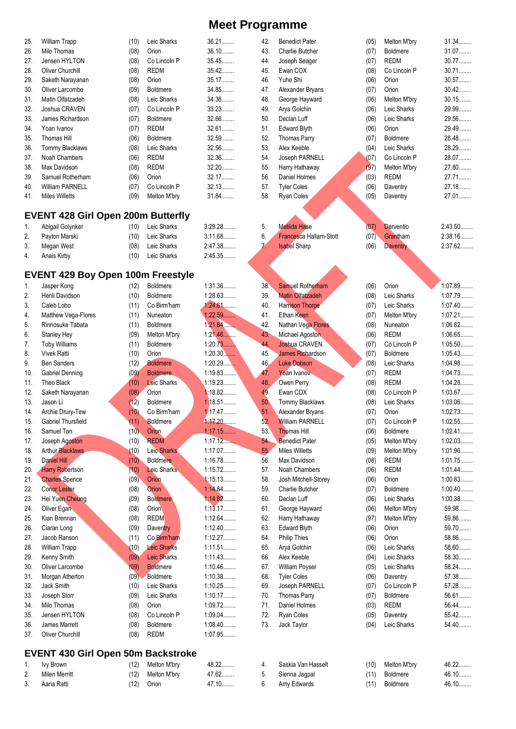# Meet Programme

| | Name | Age | Club | Time |
|---|---|---|---|---|
| 25. | William Trapp | (10) | Leic Sharks | 36.21........ |
| 26. | Milo Thomas | (08) | Orion | 36.10........ |
| 27. | Jensen HYLTON | (08) | Co Lincoln P | 35.45........ |
| 28. | Oliver Churchill | (08) | REDM | 35.42........ |
| 29. | Saketh Narayanan | (08) | Orion | 35.17........ |
| 30. | Oliver Larcombe | (09) | Boldmere | 34.85........ |
| 31. | Matin Olfatzadeh | (08) | Leic Sharks | 34.36........ |
| 32. | Joshua CRAVEN | (07) | Co Lincoln P | 33.23........ |
| 33. | James Richardson | (07) | Boldmere | 32.66........ |
| 34. | Yoan Ivanov | (07) | REDM | 32.61........ |
| 35. | Thomas Hill | (06) | Boldmere | 32.59........ |
| 36. | Tommy Blacklaws | (08) | Leic Sharks | 32.56........ |
| 37. | Noah Chambers | (06) | REDM | 32.36........ |
| 38. | Max Davidson | (08) | REDM | 32.20........ |
| 39. | Samuel Rotherham | (06) | Orion | 32.17........ |
| 40. | William PARNELL | (07) | Co Lincoln P | 32.13........ |
| 41. | Miles Willetts | (09) | Melton M'bry | 31.84........ |
| 42. | Benedict Pater | (05) | Melton M'bry | 31.34........ |
| 43. | Charlie Butcher | (07) | Boldmere | 31.07........ |
| 44. | Joseph Seager | (07) | REDM | 30.77........ |
| 45. | Ewan COX | (08) | Co Lincoln P | 30.71........ |
| 46. | Yuhe Shi | (06) | Orion | 30.57........ |
| 47. | Alexander Bryans | (07) | Orion | 30.42........ |
| 48. | George Hayward | (06) | Melton M'bry | 30.15........ |
| 49. | Arya Golchin | (06) | Leic Sharks | 29.99........ |
| 50. | Declan Luff | (06) | Leic Sharks | 29.56........ |
| 51. | Edward Blyth | (06) | Orion | 29.49........ |
| 52. | Thomas Parry | (07) | Boldmere | 28.48........ |
| 53. | Alex Keeble | (04) | Leic Sharks | 28.29........ |
| 54. | Joseph PARNELL | (07) | Co Lincoln P | 28.07........ |
| 55. | Harry Hathaway | (97) | Melton M'bry | 27.80........ |
| 56. | Daniel Holmes | (03) | REDM | 27.71........ |
| 57. | Tyler Coles | (06) | Daventry | 27.18........ |
| 58. | Ryan Coles | (05) | Daventry | 27.01........ |

## EVENT 428 Girl Open 200m Butterfly

| | Name | Age | Club | Time |
|---|---|---|---|---|
| 1. | Abigail Golynker | (10) | Leic Sharks | 3:29.28........ |
| 2. | Payton Marski | (10) | Leic Sharks | 3:11.68........ |
| 3. | Megan West | (08) | Leic Sharks | 2:47.38........ |
| 4. | Anais Kirby | (10) | Leic Sharks | 2:45.35........ |
| 5. | Matilda Hase | (07) | Derventio | 2:43.50........ |
| 6. | Francesca Hallam-Stott | (07) | Grantham | 2:38.16........ |
| 7. | Isabel Sharp | (06) | Daventry | 2:37.62........ |

## EVENT 429 Boy Open 100m Freestyle

| | Name | Age | Club | Time |
|---|---|---|---|---|
| 1. | Jasper Kong | (12) | Boldmere | 1:31.36........ |
| 2. | Henli Davidson | (10) | Boldmere | 1:28.63........ |
| 3. | Caleb Lobo | (11) | Co Birm'ham | 1:24.61........ |
| 4. | Matthew Vega-Flores | (11) | Nuneaton | 1:22.59........ |
| 5. | Rinnosuke Tabata | (11) | Boldmere | 1:21.84........ |
| 6. | Stanley Hey | (09) | Melton M'bry | 1:21.46........ |
| 7. | Toby Williams | (11) | Boldmere | 1:20.73........ |
| 8. | Vivek Ratti | (10) | Orion | 1:20.30........ |
| 9. | Ben Sanders | (12) | Boldmere | 1:20.29........ |
| 10. | Gabriel Denning | (09) | Boldmere | 1:19.83........ |
| 11. | Theo Black | (10) | Leic Sharks | 1:19.23........ |
| 12. | Saketh Narayanan | (08) | Orion | 1:18.82........ |
| 13. | Jason Li | (12) | Boldmere | 1:18.51........ |
| 14. | Archie Drury-Tew | (10) | Co Birm'ham | 1:17.47........ |
| 15. | Gabriel Thursfield | (11) | Boldmere | 1:17.20........ |
| 16. | Samuel Tan | (10) | Orion | 1:17.15........ |
| 17. | Joseph Agoston | (10) | REDM | 1:17.12........ |
| 18. | Arthur Blacklaws | (10) | Leic Sharks | 1:17.07........ |
| 19. | Daniel Hill | (10) | Boldmere | 1:16.78........ |
| 20. | Harry Robertson | (10) | Leic Sharks | 1:15.72........ |
| 21. | Charles Spence | (09) | Orion | 1:15.13........ |
| 22. | Conor Lester | (08) | Orion | 1:14.84........ |
| 23. | Hei Yuen Cheung | (09) | Boldmere | 1:14.82........ |
| 24. | Oliver Egan | (08) | Orion | 1:13.17........ |
| 25. | Kian Brennan | (08) | REDM | 1:12.64........ |
| 26. | Ciaran Long | (09) | Daventry | 1:12.40........ |
| 27. | Jacob Ranson | (11) | Co Birm'ham | 1:12.27........ |
| 28. | William Trapp | (10) | Leic Sharks | 1:11.51........ |
| 29. | Kenny Smith | (09) | Leic Sharks | 1:11.43........ |
| 30. | Oliver Larcombe | (09) | Boldmere | 1:10.46........ |
| 31. | Morgan Atherton | (09) | Boldmere | 1:10.38........ |
| 32. | Jack Smith | (10) | Leic Sharks | 1:10.25........ |
| 33. | Joseph Storr | (09) | Leic Sharks | 1:10.17........ |
| 34. | Milo Thomas | (08) | Orion | 1:09.72........ |
| 35. | Jensen HYLTON | (08) | Co Lincoln P | 1:09.04........ |
| 36. | James Marrett | (08) | Boldmere | 1:08.40........ |
| 37. | Oliver Churchill | (08) | REDM | 1:07.95........ |
| 38. | Samuel Rotherham | (06) | Orion | 1:07.89........ |
| 39. | Matin Olfatzadeh | (08) | Leic Sharks | 1:07.79........ |
| 40. | Harrison Thorpe | (07) | Leic Sharks | 1:07.40........ |
| 41. | Ethan Keen | (07) | Melton M'bry | 1:07.21........ |
| 42. | Nathan Vega Flores | (08) | Nuneaton | 1:06.82........ |
| 43. | Michael Agoston | (06) | REDM | 1:06.65........ |
| 44. | Joshua CRAVEN | (07) | Co Lincoln P | 1:05.50........ |
| 45. | James Richardson | (07) | Boldmere | 1:05.43........ |
| 46. | Luke Dobson | (08) | Leic Sharks | 1:04.98........ |
| 47. | Yoan Ivanov | (07) | REDM | 1:04.73........ |
| 48. | Owen Perry | (08) | REDM | 1:04.28........ |
| 49. | Ewan COX | (08) | Co Lincoln P | 1:03.67........ |
| 50. | Tommy Blacklaws | (08) | Leic Sharks | 1:03.06........ |
| 51. | Alexander Bryans | (07) | Orion | 1:02.73........ |
| 52. | William PARNELL | (07) | Co Lincoln P | 1:02.55........ |
| 53. | Thomas Hill | (06) | Boldmere | 1:02.41........ |
| 54. | Benedict Pater | (05) | Melton M'bry | 1:02.03........ |
| 55. | Miles Willetts | (09) | Melton M'bry | 1:01.96........ |
| 56. | Max Davidson | (08) | REDM | 1:01.75........ |
| 57. | Noah Chambers | (06) | REDM | 1:01.44........ |
| 58. | Josh Mitchell-Storey | (06) | Orion | 1:00.83........ |
| 59. | Charlie Butcher | (07) | Boldmere | 1:00.40........ |
| 60. | Declan Luff | (06) | Leic Sharks | 1:00.38........ |
| 61. | George Hayward | (06) | Melton M'bry | 59.98........ |
| 62. | Harry Hathaway | (97) | Melton M'bry | 59.86........ |
| 63. | Edward Blyth | (06) | Orion | 59.70........ |
| 64. | Philip Thies | (06) | Orion | 58.86........ |
| 65. | Arya Golchin | (06) | Leic Sharks | 58.60........ |
| 66. | Alex Keeble | (04) | Leic Sharks | 58.30........ |
| 67. | William Poyser | (05) | Leic Sharks | 58.24........ |
| 68. | Tyler Coles | (06) | Daventry | 57.38........ |
| 69. | Joseph PARNELL | (07) | Co Lincoln P | 57.28........ |
| 70. | Thomas Parry | (07) | Boldmere | 56.61........ |
| 71. | Daniel Holmes | (03) | REDM | 56.44........ |
| 72. | Ryan Coles | (05) | Daventry | 55.42........ |
| 73. | Jack Taylor | (04) | Leic Sharks | 54.40........ |

## EVENT 430 Girl Open 50m Backstroke

| | Name | Age | Club | Time |
|---|---|---|---|---|
| 1. | Ivy Brown | (12) | Melton M'bry | 48.22........ |
| 2. | Milen Merritt | (12) | Melton M'bry | 47.62........ |
| 3. | Aaria Ratti | (12) | Orion | 47.10........ |
| 4. | Saskia Van Hasselt | (10) | Melton M'bry | 46.22........ |
| 5. | Sienna Jagpal | (11) | Boldmere | 46.10........ |
| 6. | Amy Edwards | (11) | Boldmere | 46.10........ |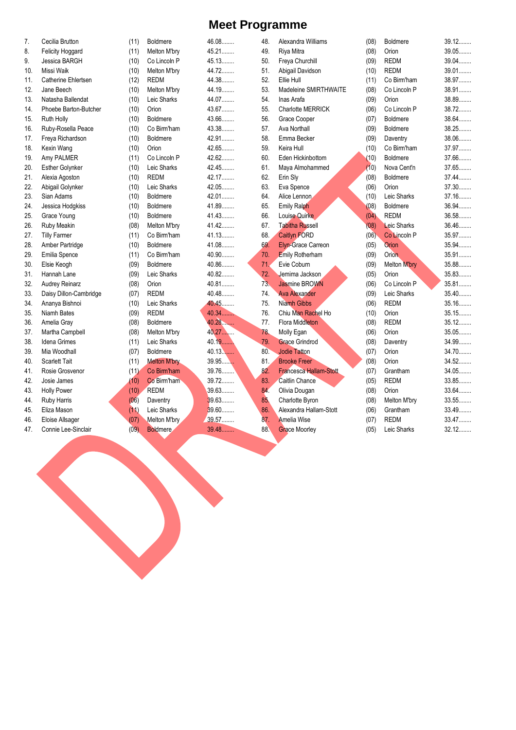# Meet Programme

| | | | | |
|---|---|---|---|---|
| 7. | Cecilia Brutton | (11) | Boldmere | 46.08........ |
| 8. | Felicity Hoggard | (11) | Melton M'bry | 45.21........ |
| 9. | Jessica BARGH | (10) | Co Lincoln P | 45.13........ |
| 10. | Missi Waik | (10) | Melton M'bry | 44.72........ |
| 11. | Catherine Ehlertsen | (12) | REDM | 44.38........ |
| 12. | Jane Beech | (10) | Melton M'bry | 44.19........ |
| 13. | Natasha Ballendat | (10) | Leic Sharks | 44.07........ |
| 14. | Phoebe Barton-Butcher | (10) | Orion | 43.67........ |
| 15. | Ruth Holly | (10) | Boldmere | 43.66........ |
| 16. | Ruby-Rosella Peace | (10) | Co Birm'ham | 43.38........ |
| 17. | Freya Richardson | (10) | Boldmere | 42.91........ |
| 18. | Kexin Wang | (10) | Orion | 42.65........ |
| 19. | Amy PALMER | (11) | Co Lincoln P | 42.62........ |
| 20. | Esther Golynker | (10) | Leic Sharks | 42.45........ |
| 21. | Alexia Agoston | (10) | REDM | 42.17........ |
| 22. | Abigail Golynker | (10) | Leic Sharks | 42.05........ |
| 23. | Sian Adams | (10) | Boldmere | 42.01........ |
| 24. | Jessica Hodgkiss | (10) | Boldmere | 41.89........ |
| 25. | Grace Young | (10) | Boldmere | 41.43........ |
| 26. | Ruby Meakin | (08) | Melton M'bry | 41.42........ |
| 27. | Tilly Farmer | (11) | Co Birm'ham | 41.13........ |
| 28. | Amber Partridge | (10) | Boldmere | 41.08........ |
| 29. | Emilia Spence | (11) | Co Birm'ham | 40.90........ |
| 30. | Elsie Keogh | (09) | Boldmere | 40.86........ |
| 31. | Hannah Lane | (09) | Leic Sharks | 40.82........ |
| 32. | Audrey Reinarz | (08) | Orion | 40.81........ |
| 33. | Daisy Dillon-Cambridge | (07) | REDM | 40.48........ |
| 34. | Ananya Bishnoi | (10) | Leic Sharks | 40.45........ |
| 35. | Niamh Bates | (09) | REDM | 40.34........ |
| 36. | Amelia Gray | (08) | Boldmere | 40.28........ |
| 37. | Martha Campbell | (08) | Melton M'bry | 40.27........ |
| 38. | Idena Grimes | (11) | Leic Sharks | 40.19........ |
| 39. | Mia Woodhall | (07) | Boldmere | 40.13........ |
| 40. | Scarlett Tait | (11) | Melton M'bry | 39.95........ |
| 41. | Rosie Grosvenor | (11) | Co Birm'ham | 39.76........ |
| 42. | Josie James | (10) | Co Birm'ham | 39.72........ |
| 43. | Holly Power | (10) | REDM | 39.63........ |
| 44. | Ruby Harris | (06) | Daventry | 39.63........ |
| 45. | Eliza Mason | (11) | Leic Sharks | 39.60........ |
| 46. | Eloise Allsager | (07) | Melton M'bry | 39.57........ |
| 47. | Connie Lee-Sinclair | (09) | Boldmere | 39.48........ |
| 48. | Alexandra Williams | (08) | Boldmere | 39.12........ |
| 49. | Riya Mitra | (08) | Orion | 39.05........ |
| 50. | Freya Churchill | (09) | REDM | 39.04........ |
| 51. | Abigail Davidson | (10) | REDM | 39.01........ |
| 52. | Ellie Hull | (11) | Co Birm'ham | 38.97........ |
| 53. | Madeleine SMIRTHWAITE | (08) | Co Lincoln P | 38.91........ |
| 54. | Inas Arafa | (09) | Orion | 38.89........ |
| 55. | Charlotte MERRICK | (06) | Co Lincoln P | 38.72........ |
| 56. | Grace Cooper | (07) | Boldmere | 38.64........ |
| 57. | Ava Northall | (09) | Boldmere | 38.25........ |
| 58. | Emma Becker | (09) | Daventry | 38.06........ |
| 59. | Keira Hull | (10) | Co Birm'ham | 37.97........ |
| 60. | Eden Hickinbottom | (10) | Boldmere | 37.66........ |
| 61. | Maya Almohammed | (10) | Nova Cent'n | 37.65........ |
| 62. | Erin Sly | (08) | Boldmere | 37.44........ |
| 63. | Eva Spence | (06) | Orion | 37.30........ |
| 64. | Alice Lennon | (10) | Leic Sharks | 37.16........ |
| 65. | Emily Ralph | (08) | Boldmere | 36.94........ |
| 66. | Louise Quirke | (04) | REDM | 36.58........ |
| 67. | Tabitha Russell | (08) | Leic Sharks | 36.46........ |
| 68. | Caitlyn FORD | (06) | Co Lincoln P | 35.97........ |
| 69. | Elyn-Grace Carreon | (05) | Orion | 35.94........ |
| 70. | Emily Rotherham | (09) | Orion | 35.91........ |
| 71. | Evie Coburn | (09) | Melton M'bry | 35.88........ |
| 72. | Jemima Jackson | (05) | Orion | 35.83........ |
| 73. | Jasmine BROWN | (06) | Co Lincoln P | 35.81........ |
| 74. | Ava Alexander | (09) | Leic Sharks | 35.40........ |
| 75. | Niamh Gibbs | (06) | REDM | 35.16........ |
| 76. | Chiu Man Rachel Ho | (10) | Orion | 35.15........ |
| 77. | Flora Middleton | (08) | REDM | 35.12........ |
| 78. | Molly Egan | (06) | Orion | 35.05........ |
| 79. | Grace Grindrod | (08) | Daventry | 34.99........ |
| 80. | Jodie Tatton | (07) | Orion | 34.70........ |
| 81. | Brooke Freer | (08) | Orion | 34.52........ |
| 82. | Francesca Hallam-Stott | (07) | Grantham | 34.05........ |
| 83. | Caitlin Chance | (05) | REDM | 33.85........ |
| 84. | Olivia Dougan | (08) | Orion | 33.64........ |
| 85. | Charlotte Byron | (08) | Melton M'bry | 33.55........ |
| 86. | Alexandra Hallam-Stott | (06) | Grantham | 33.49........ |
| 87. | Amelia Wise | (07) | REDM | 33.47........ |
| 88. | Grace Moorley | (05) | Leic Sharks | 32.12........ |

DRAFT